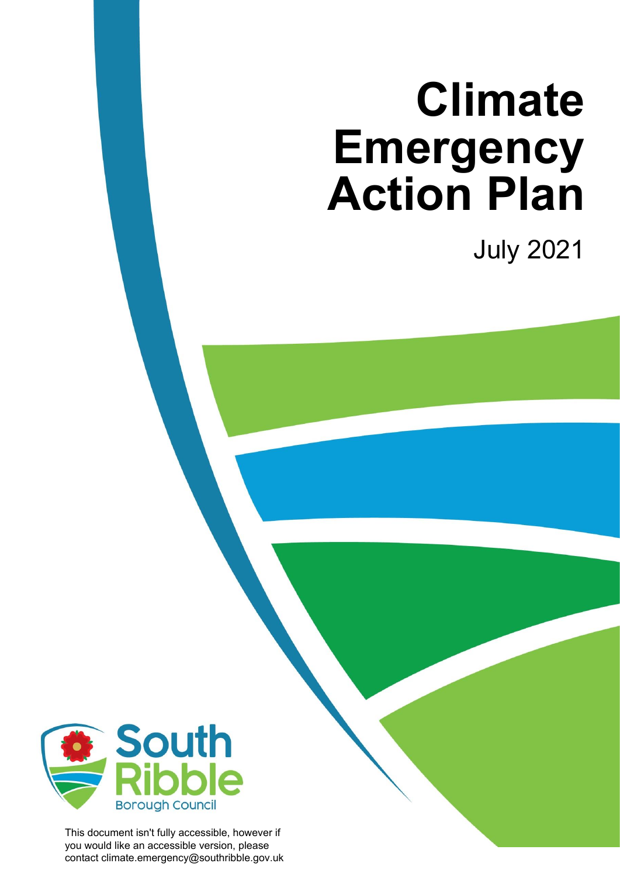# Climate Emergency Action Plan

July 2021

South Ribble Borough Council

This document isn't fully accessible, however if you would like an accessible version, please contact climate.emergency@southribble.gov.uk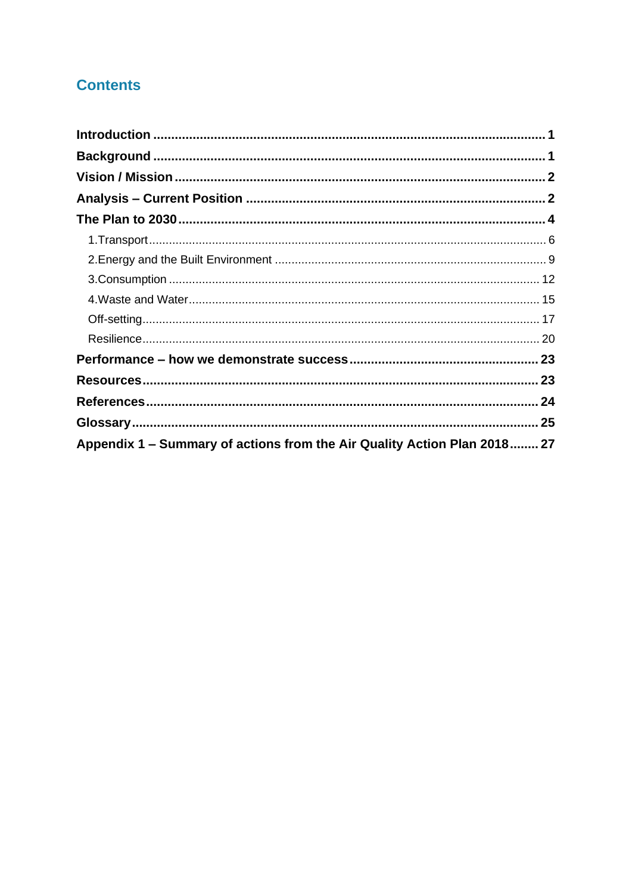## Contents

**Introduction** ........................................................................................................ **1**

**Background** ........................................................................................................ **1**

**Vision / Mission** ................................................................................................... **2**

**Analysis – Current Position** ................................................................................ **2**

**The Plan to 2030** .................................................................................................. **4**

- 1.Transport ........................................................................................................... 6
- 2.Energy and the Built Environment ..................................................................... 9
- 3.Consumption .................................................................................................... 12
- 4.Waste and Water .............................................................................................. 15
- Off-setting ........................................................................................................... 17
- Resilience ........................................................................................................... 20

**Performance – how we demonstrate success** .................................................. **23**

**Resources** .......................................................................................................... **23**

**References** ......................................................................................................... **24**

**Glossary** ............................................................................................................. **25**

**Appendix 1 – Summary of actions from the Air Quality Action Plan 2018** ........ **27**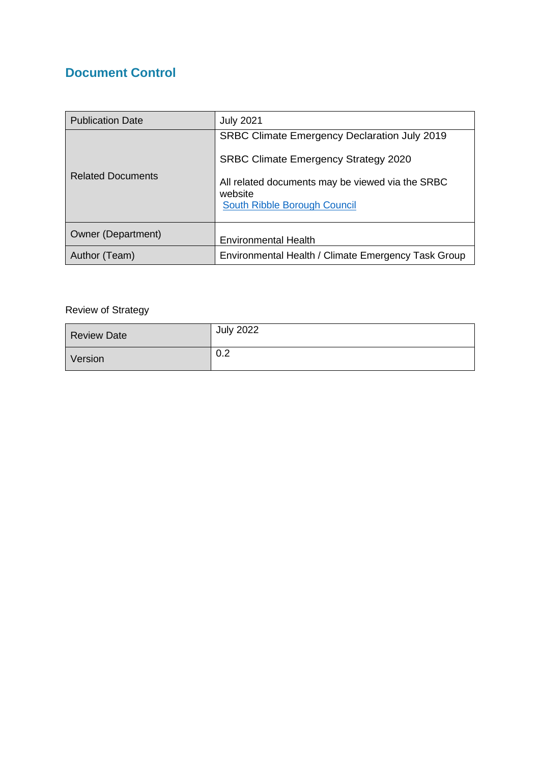## Document Control

| Publication Date | July 2021 |
|---|---|
| Related Documents | SRBC Climate Emergency Declaration July 2019<br><br>SRBC Climate Emergency Strategy 2020<br><br>All related documents may be viewed via the SRBC website<br>South Ribble Borough Council |
| Owner (Department) | Environmental Health |
| Author (Team) | Environmental Health / Climate Emergency Task Group |

Review of Strategy

| Review Date | July 2022 |
|---|---|
| Version | 0.2 |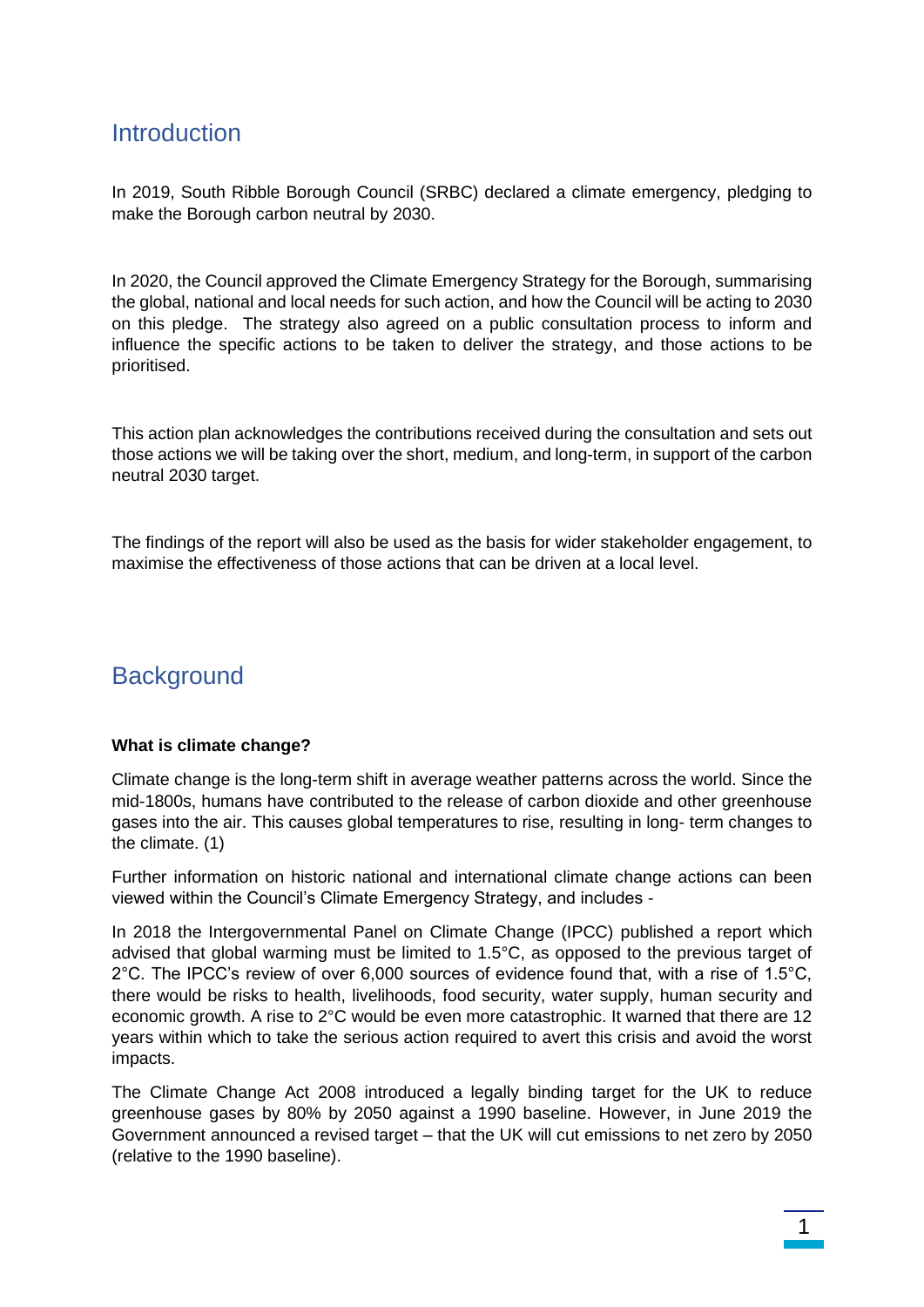## Introduction

In 2019, South Ribble Borough Council (SRBC) declared a climate emergency, pledging to make the Borough carbon neutral by 2030.

In 2020, the Council approved the Climate Emergency Strategy for the Borough, summarising the global, national and local needs for such action, and how the Council will be acting to 2030 on this pledge. The strategy also agreed on a public consultation process to inform and influence the specific actions to be taken to deliver the strategy, and those actions to be prioritised.

This action plan acknowledges the contributions received during the consultation and sets out those actions we will be taking over the short, medium, and long-term, in support of the carbon neutral 2030 target.

The findings of the report will also be used as the basis for wider stakeholder engagement, to maximise the effectiveness of those actions that can be driven at a local level.

## Background

**What is climate change?**

Climate change is the long-term shift in average weather patterns across the world. Since the mid-1800s, humans have contributed to the release of carbon dioxide and other greenhouse gases into the air. This causes global temperatures to rise, resulting in long- term changes to the climate. (1)

Further information on historic national and international climate change actions can been viewed within the Council's Climate Emergency Strategy, and includes -

In 2018 the Intergovernmental Panel on Climate Change (IPCC) published a report which advised that global warming must be limited to 1.5°C, as opposed to the previous target of 2°C. The IPCC's review of over 6,000 sources of evidence found that, with a rise of 1.5°C, there would be risks to health, livelihoods, food security, water supply, human security and economic growth. A rise to 2°C would be even more catastrophic. It warned that there are 12 years within which to take the serious action required to avert this crisis and avoid the worst impacts.

The Climate Change Act 2008 introduced a legally binding target for the UK to reduce greenhouse gases by 80% by 2050 against a 1990 baseline. However, in June 2019 the Government announced a revised target – that the UK will cut emissions to net zero by 2050 (relative to the 1990 baseline).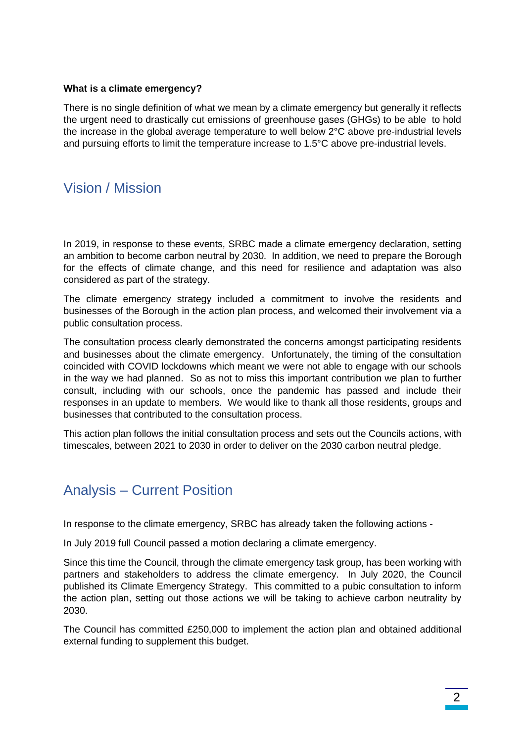**What is a climate emergency?**

There is no single definition of what we mean by a climate emergency but generally it reflects the urgent need to drastically cut emissions of greenhouse gases (GHGs) to be able to hold the increase in the global average temperature to well below 2°C above pre-industrial levels and pursuing efforts to limit the temperature increase to 1.5°C above pre-industrial levels.

## Vision / Mission

In 2019, in response to these events, SRBC made a climate emergency declaration, setting an ambition to become carbon neutral by 2030. In addition, we need to prepare the Borough for the effects of climate change, and this need for resilience and adaptation was also considered as part of the strategy.

The climate emergency strategy included a commitment to involve the residents and businesses of the Borough in the action plan process, and welcomed their involvement via a public consultation process.

The consultation process clearly demonstrated the concerns amongst participating residents and businesses about the climate emergency. Unfortunately, the timing of the consultation coincided with COVID lockdowns which meant we were not able to engage with our schools in the way we had planned. So as not to miss this important contribution we plan to further consult, including with our schools, once the pandemic has passed and include their responses in an update to members. We would like to thank all those residents, groups and businesses that contributed to the consultation process.

This action plan follows the initial consultation process and sets out the Councils actions, with timescales, between 2021 to 2030 in order to deliver on the 2030 carbon neutral pledge.

## Analysis – Current Position

In response to the climate emergency, SRBC has already taken the following actions -

In July 2019 full Council passed a motion declaring a climate emergency.

Since this time the Council, through the climate emergency task group, has been working with partners and stakeholders to address the climate emergency. In July 2020, the Council published its Climate Emergency Strategy. This committed to a pubic consultation to inform the action plan, setting out those actions we will be taking to achieve carbon neutrality by 2030.

The Council has committed £250,000 to implement the action plan and obtained additional external funding to supplement this budget.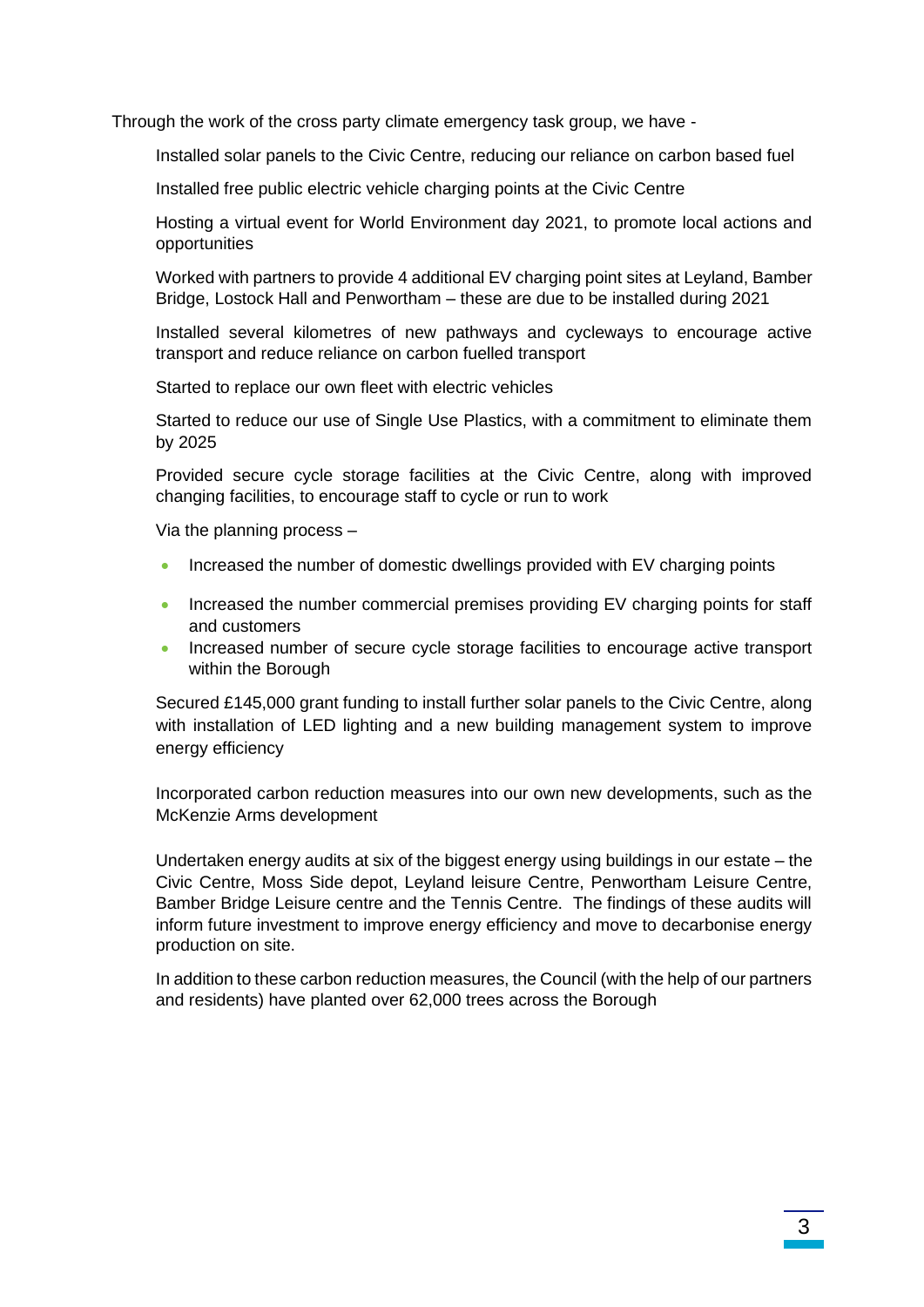Through the work of the cross party climate emergency task group, we have -

Installed solar panels to the Civic Centre, reducing our reliance on carbon based fuel

Installed free public electric vehicle charging points at the Civic Centre

Hosting a virtual event for World Environment day 2021, to promote local actions and opportunities

Worked with partners to provide 4 additional EV charging point sites at Leyland, Bamber Bridge, Lostock Hall and Penwortham – these are due to be installed during 2021

Installed several kilometres of new pathways and cycleways to encourage active transport and reduce reliance on carbon fuelled transport

Started to replace our own fleet with electric vehicles

Started to reduce our use of Single Use Plastics, with a commitment to eliminate them by 2025

Provided secure cycle storage facilities at the Civic Centre, along with improved changing facilities, to encourage staff to cycle or run to work

Via the planning process –

- Increased the number of domestic dwellings provided with EV charging points
- Increased the number commercial premises providing EV charging points for staff and customers
- Increased number of secure cycle storage facilities to encourage active transport within the Borough

Secured £145,000 grant funding to install further solar panels to the Civic Centre, along with installation of LED lighting and a new building management system to improve energy efficiency

Incorporated carbon reduction measures into our own new developments, such as the McKenzie Arms development

Undertaken energy audits at six of the biggest energy using buildings in our estate – the Civic Centre, Moss Side depot, Leyland leisure Centre, Penwortham Leisure Centre, Bamber Bridge Leisure centre and the Tennis Centre. The findings of these audits will inform future investment to improve energy efficiency and move to decarbonise energy production on site.

In addition to these carbon reduction measures, the Council (with the help of our partners and residents) have planted over 62,000 trees across the Borough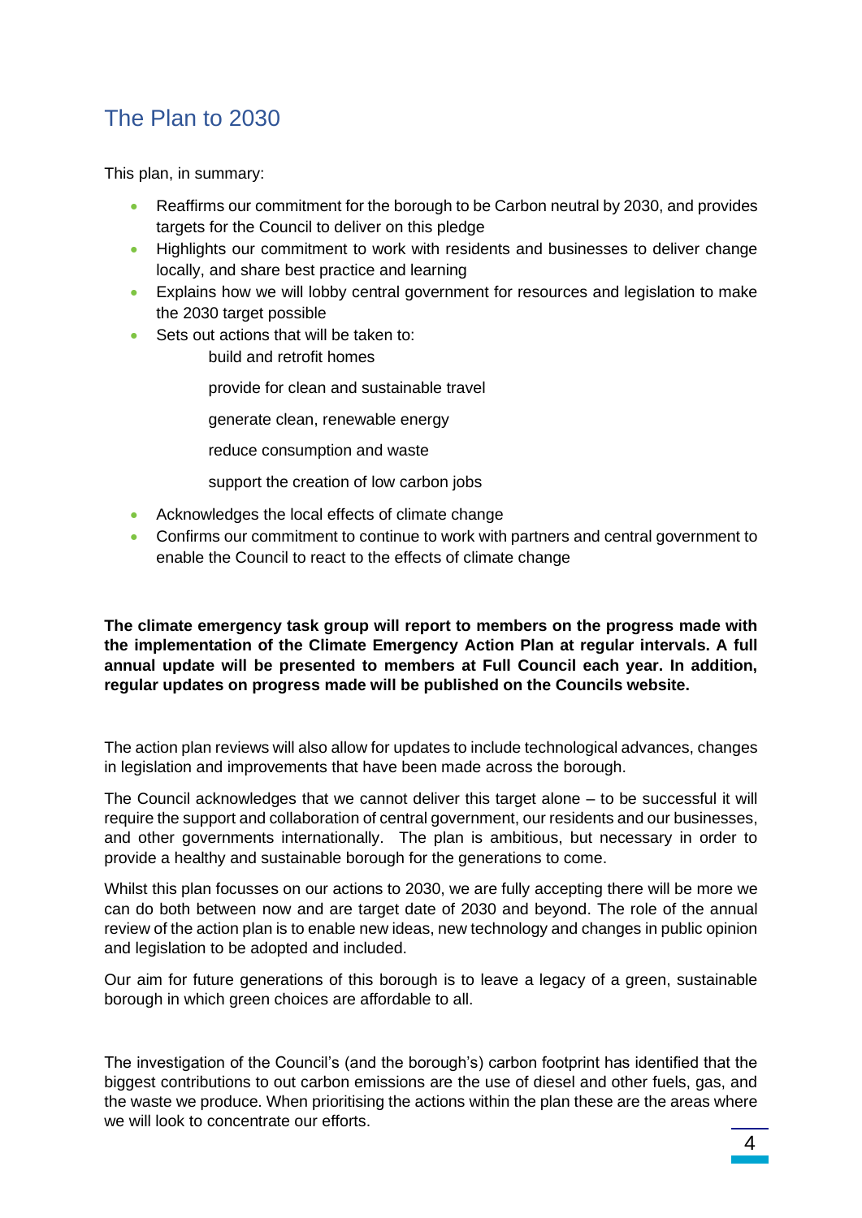## The Plan to 2030

This plan, in summary:

- Reaffirms our commitment for the borough to be Carbon neutral by 2030, and provides targets for the Council to deliver on this pledge
- Highlights our commitment to work with residents and businesses to deliver change locally, and share best practice and learning
- Explains how we will lobby central government for resources and legislation to make the 2030 target possible
- Sets out actions that will be taken to:
    - build and retrofit homes
    - provide for clean and sustainable travel
    - generate clean, renewable energy
    - reduce consumption and waste
    - support the creation of low carbon jobs
- Acknowledges the local effects of climate change
- Confirms our commitment to continue to work with partners and central government to enable the Council to react to the effects of climate change

**The climate emergency task group will report to members on the progress made with the implementation of the Climate Emergency Action Plan at regular intervals. A full annual update will be presented to members at Full Council each year. In addition, regular updates on progress made will be published on the Councils website.**

The action plan reviews will also allow for updates to include technological advances, changes in legislation and improvements that have been made across the borough.

The Council acknowledges that we cannot deliver this target alone – to be successful it will require the support and collaboration of central government, our residents and our businesses, and other governments internationally. The plan is ambitious, but necessary in order to provide a healthy and sustainable borough for the generations to come.

Whilst this plan focusses on our actions to 2030, we are fully accepting there will be more we can do both between now and are target date of 2030 and beyond. The role of the annual review of the action plan is to enable new ideas, new technology and changes in public opinion and legislation to be adopted and included.

Our aim for future generations of this borough is to leave a legacy of a green, sustainable borough in which green choices are affordable to all.

The investigation of the Council's (and the borough's) carbon footprint has identified that the biggest contributions to out carbon emissions are the use of diesel and other fuels, gas, and the waste we produce. When prioritising the actions within the plan these are the areas where we will look to concentrate our efforts.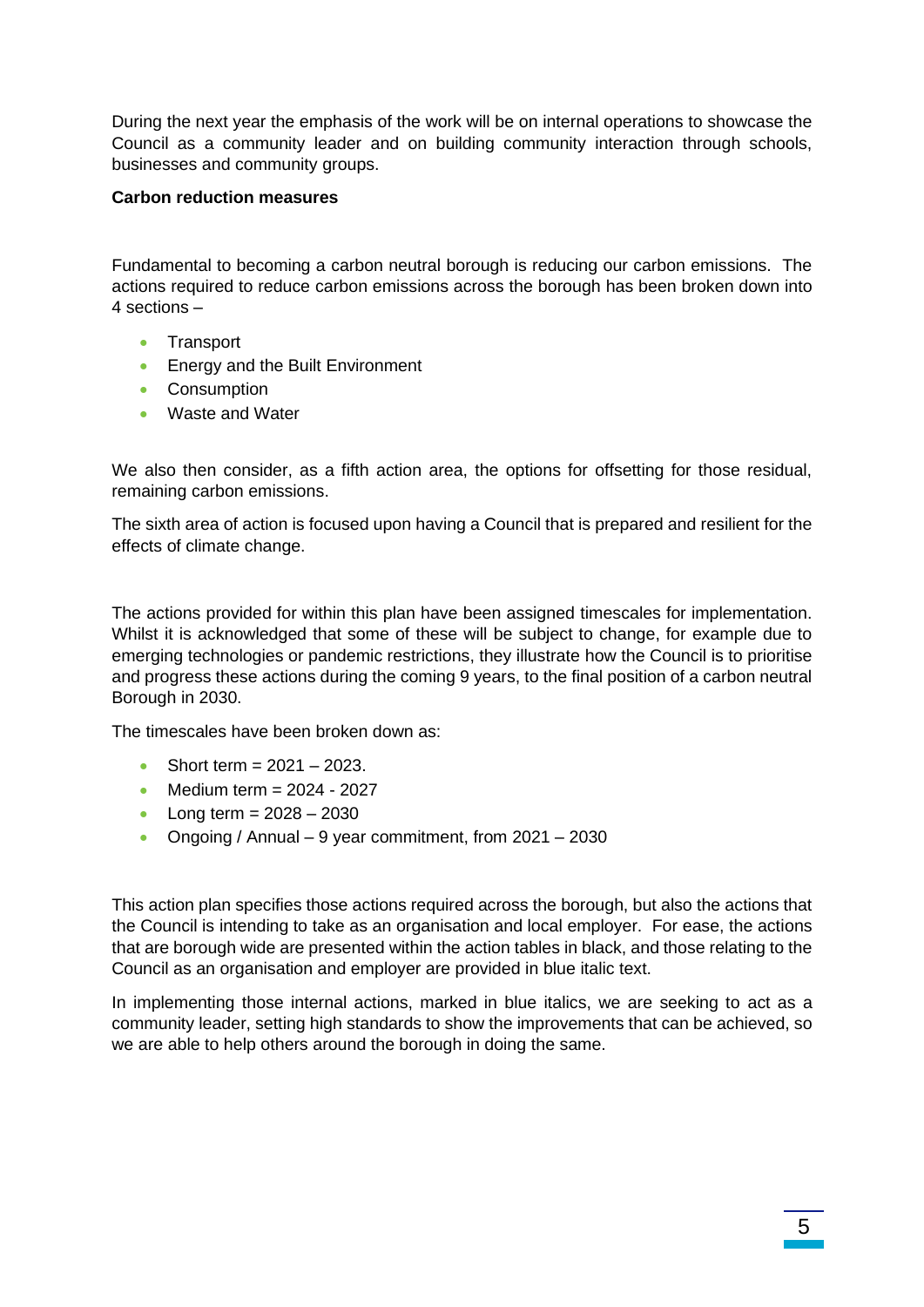During the next year the emphasis of the work will be on internal operations to showcase the Council as a community leader and on building community interaction through schools, businesses and community groups.

**Carbon reduction measures**

Fundamental to becoming a carbon neutral borough is reducing our carbon emissions. The actions required to reduce carbon emissions across the borough has been broken down into 4 sections –

- Transport
- Energy and the Built Environment
- Consumption
- Waste and Water

We also then consider, as a fifth action area, the options for offsetting for those residual, remaining carbon emissions.

The sixth area of action is focused upon having a Council that is prepared and resilient for the effects of climate change.

The actions provided for within this plan have been assigned timescales for implementation. Whilst it is acknowledged that some of these will be subject to change, for example due to emerging technologies or pandemic restrictions, they illustrate how the Council is to prioritise and progress these actions during the coming 9 years, to the final position of a carbon neutral Borough in 2030.

The timescales have been broken down as:

- Short term = 2021 – 2023.
- Medium term = 2024 - 2027
- Long term = 2028 – 2030
- Ongoing / Annual – 9 year commitment, from 2021 – 2030

This action plan specifies those actions required across the borough, but also the actions that the Council is intending to take as an organisation and local employer. For ease, the actions that are borough wide are presented within the action tables in black, and those relating to the Council as an organisation and employer are provided in blue italic text.

In implementing those internal actions, marked in blue italics, we are seeking to act as a community leader, setting high standards to show the improvements that can be achieved, so we are able to help others around the borough in doing the same.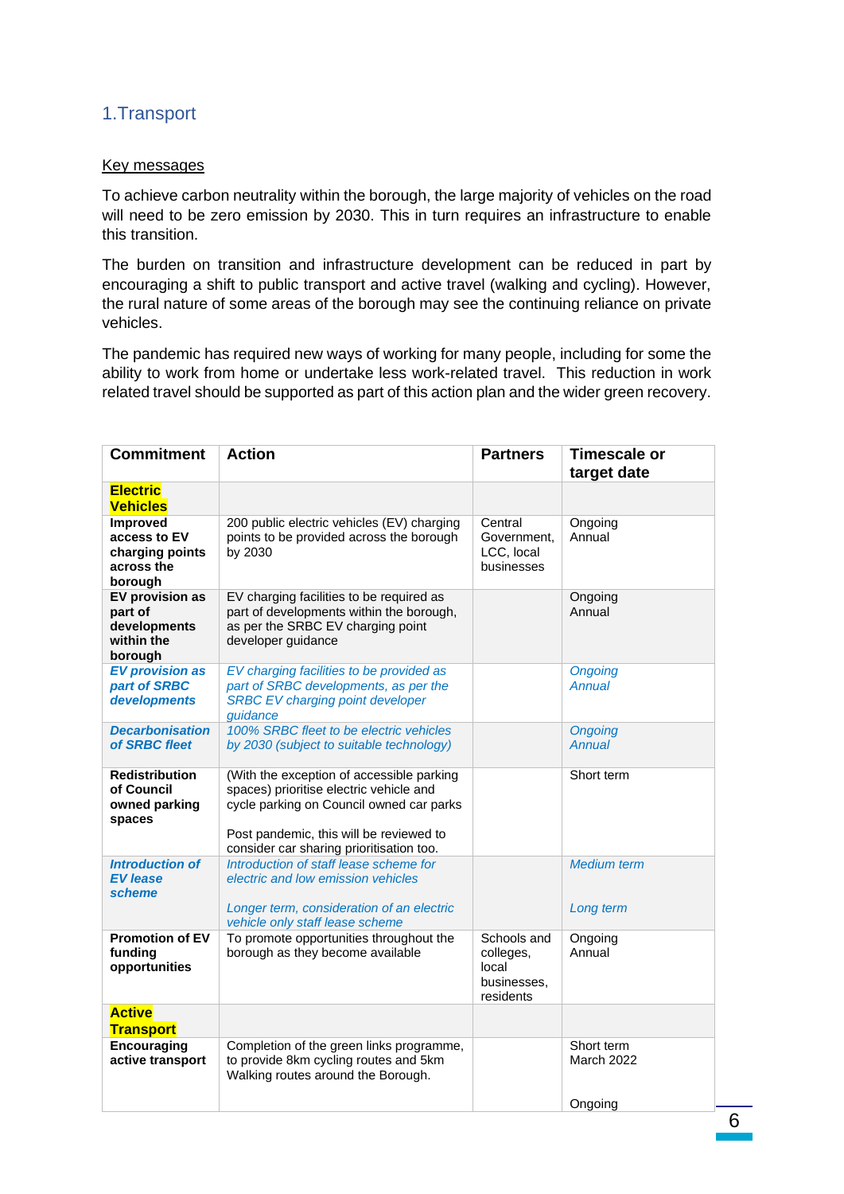## 1.Transport

<u>Key messages</u>

To achieve carbon neutrality within the borough, the large majority of vehicles on the road will need to be zero emission by 2030. This in turn requires an infrastructure to enable this transition.

The burden on transition and infrastructure development can be reduced in part by encouraging a shift to public transport and active travel (walking and cycling). However, the rural nature of some areas of the borough may see the continuing reliance on private vehicles.

The pandemic has required new ways of working for many people, including for some the ability to work from home or undertake less work-related travel. This reduction in work related travel should be supported as part of this action plan and the wider green recovery.

| Commitment | Action | Partners | Timescale or target date |
|---|---|---|---|
| **Electric Vehicles** | | | |
| **Improved access to EV charging points across the borough** | 200 public electric vehicles (EV) charging points to be provided across the borough by 2030 | Central Government, LCC, local businesses | Ongoing Annual |
| **EV provision as part of developments within the borough** | EV charging facilities to be required as part of developments within the borough, as per the SRBC EV charging point developer guidance | | Ongoing Annual |
| ***EV provision as part of SRBC developments*** | *EV charging facilities to be provided as part of SRBC developments, as per the SRBC EV charging point developer guidance* | | *Ongoing Annual* |
| ***Decarbonisation of SRBC fleet*** | *100% SRBC fleet to be electric vehicles by 2030 (subject to suitable technology)* | | *Ongoing Annual* |
| **Redistribution of Council owned parking spaces** | (With the exception of accessible parking spaces) prioritise electric vehicle and cycle parking on Council owned car parks<br><br>Post pandemic, this will be reviewed to consider car sharing prioritisation too. | | Short term |
| ***Introduction of EV lease scheme*** | *Introduction of staff lease scheme for electric and low emission vehicles*<br><br>*Longer term, consideration of an electric vehicle only staff lease scheme* | | *Medium term*<br><br>*Long term* |
| **Promotion of EV funding opportunities** | To promote opportunities throughout the borough as they become available | Schools and colleges, local businesses, residents | Ongoing Annual |
| **Active Transport** | | | |
| **Encouraging active transport** | Completion of the green links programme, to provide 8km cycling routes and 5km Walking routes around the Borough. | | Short term March 2022<br><br>Ongoing |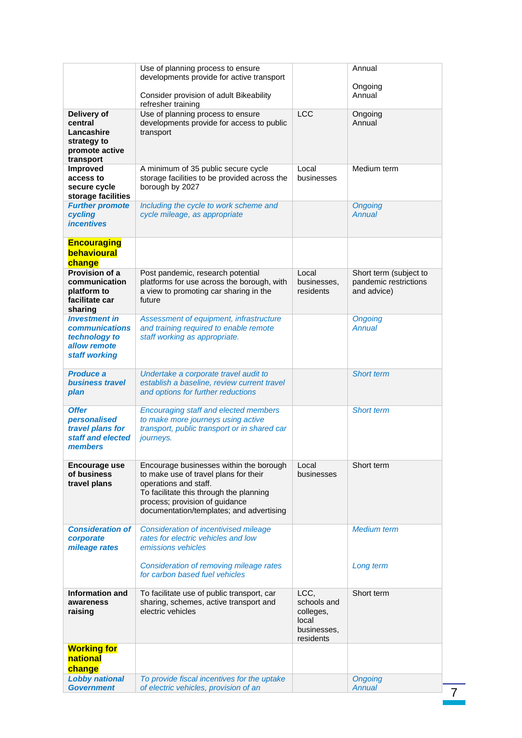| | | | |
|---|---|---|---|
| | Use of planning process to ensure developments provide for active transport<br><br>Consider provision of adult Bikeability refresher training | | Annual<br><br>Ongoing<br>Annual |
| **Delivery of central Lancashire strategy to promote active transport** | Use of planning process to ensure developments provide for access to public transport | LCC | Ongoing<br>Annual |
| **Improved access to secure cycle storage facilities** | A minimum of 35 public secure cycle storage facilities to be provided across the borough by 2027 | Local businesses | Medium term |
| ***Further promote cycling incentives*** | *Including the cycle to work scheme and cycle mileage, as appropriate* | | *Ongoing*<br>*Annual* |
| **Encouraging behavioural change** | | | |
| **Provision of a communication platform to facilitate car sharing** | Post pandemic, research potential platforms for use across the borough, with a view to promoting car sharing in the future | Local businesses, residents | Short term (subject to pandemic restrictions and advice) |
| ***Investment in communications technology to allow remote staff working*** | *Assessment of equipment, infrastructure and training required to enable remote staff working as appropriate.* | | *Ongoing*<br>*Annual* |
| ***Produce a business travel plan*** | *Undertake a corporate travel audit to establish a baseline, review current travel and options for further reductions* | | *Short term* |
| ***Offer personalised travel plans for staff and elected members*** | *Encouraging staff and elected members to make more journeys using active transport, public transport or in shared car journeys.* | | *Short term* |
| **Encourage use of business travel plans** | Encourage businesses within the borough to make use of travel plans for their operations and staff.<br>To facilitate this through the planning process; provision of guidance documentation/templates; and advertising | Local businesses | Short term |
| ***Consideration of corporate mileage rates*** | *Consideration of incentivised mileage rates for electric vehicles and low emissions vehicles*<br><br>*Consideration of removing mileage rates for carbon based fuel vehicles* | | *Medium term*<br><br>*Long term* |
| **Information and awareness raising** | To facilitate use of public transport, car sharing, schemes, active transport and electric vehicles | LCC, schools and colleges, local businesses, residents | Short term |
| **Working for national change** | | | |
| ***Lobby national Government*** | *To provide fiscal incentives for the uptake of electric vehicles, provision of an* | | *Ongoing*<br>*Annual* |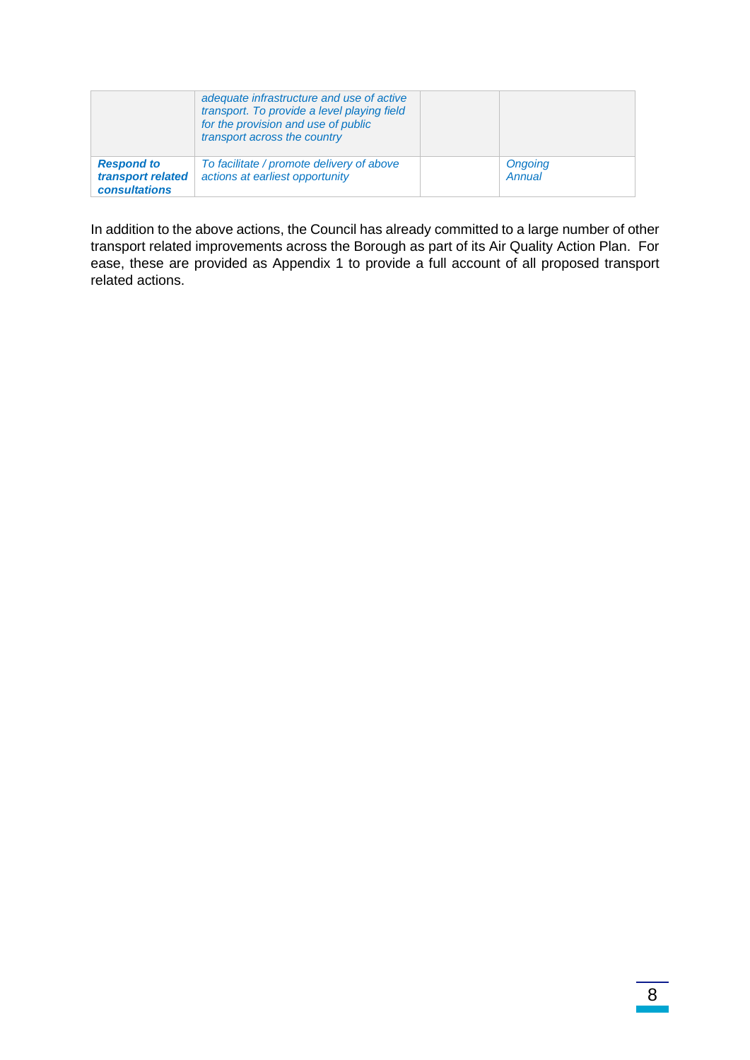| | | | |
|---|---|---|---|
| | *adequate infrastructure and use of active transport. To provide a level playing field for the provision and use of public transport across the country* | | |
| ***Respond to transport related consultations*** | *To facilitate / promote delivery of above actions at earliest opportunity* | | *Ongoing Annual* |

In addition to the above actions, the Council has already committed to a large number of other transport related improvements across the Borough as part of its Air Quality Action Plan. For ease, these are provided as Appendix 1 to provide a full account of all proposed transport related actions.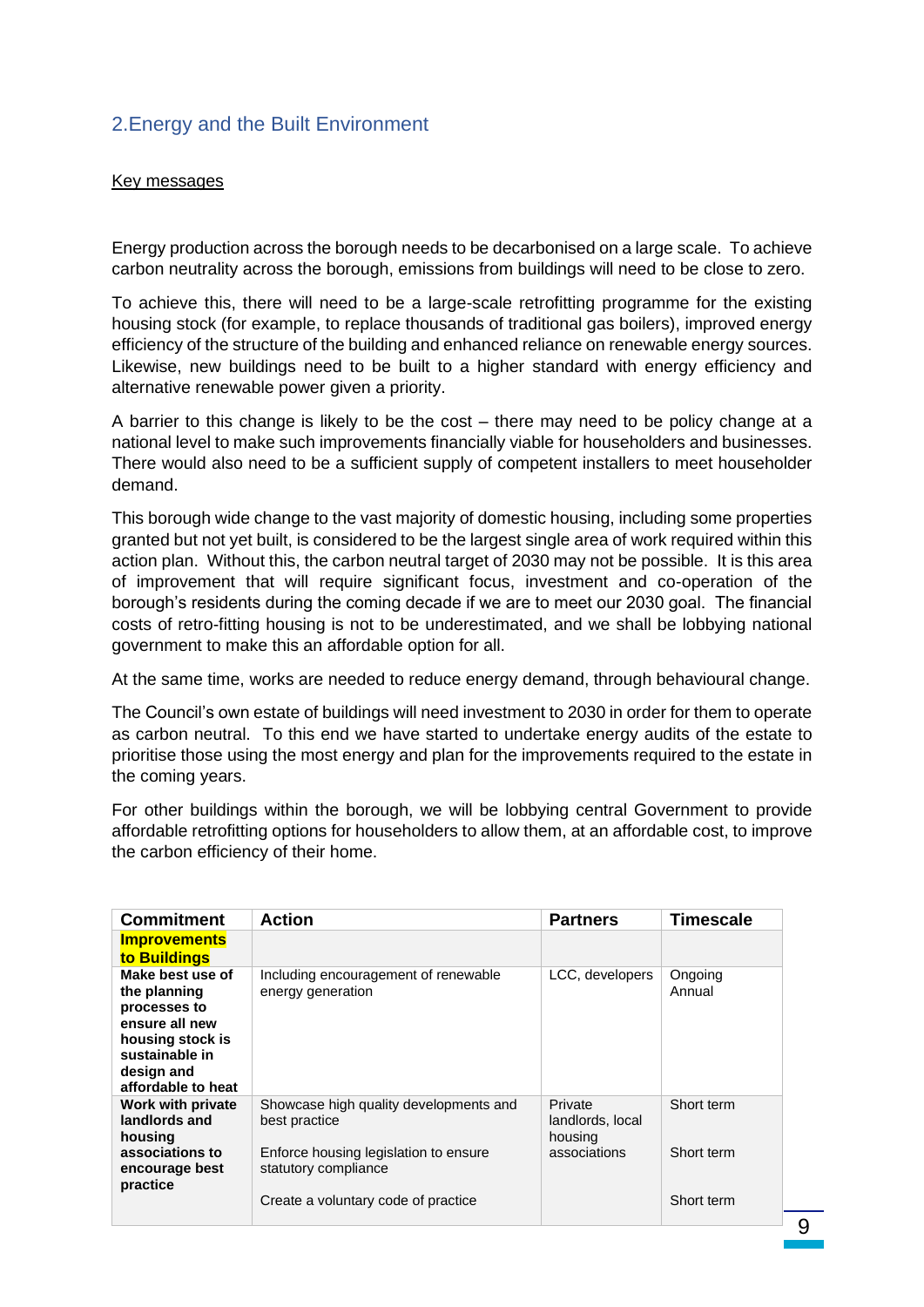## 2.Energy and the Built Environment

Key messages

Energy production across the borough needs to be decarbonised on a large scale. To achieve carbon neutrality across the borough, emissions from buildings will need to be close to zero.

To achieve this, there will need to be a large-scale retrofitting programme for the existing housing stock (for example, to replace thousands of traditional gas boilers), improved energy efficiency of the structure of the building and enhanced reliance on renewable energy sources. Likewise, new buildings need to be built to a higher standard with energy efficiency and alternative renewable power given a priority.

A barrier to this change is likely to be the cost – there may need to be policy change at a national level to make such improvements financially viable for householders and businesses. There would also need to be a sufficient supply of competent installers to meet householder demand.

This borough wide change to the vast majority of domestic housing, including some properties granted but not yet built, is considered to be the largest single area of work required within this action plan. Without this, the carbon neutral target of 2030 may not be possible. It is this area of improvement that will require significant focus, investment and co-operation of the borough's residents during the coming decade if we are to meet our 2030 goal. The financial costs of retro-fitting housing is not to be underestimated, and we shall be lobbying national government to make this an affordable option for all.

At the same time, works are needed to reduce energy demand, through behavioural change.

The Council's own estate of buildings will need investment to 2030 in order for them to operate as carbon neutral. To this end we have started to undertake energy audits of the estate to prioritise those using the most energy and plan for the improvements required to the estate in the coming years.

For other buildings within the borough, we will be lobbying central Government to provide affordable retrofitting options for householders to allow them, at an affordable cost, to improve the carbon efficiency of their home.

| Commitment | Action | Partners | Timescale |
|---|---|---|---|
| **Improvements to Buildings** | | | |
| **Make best use of the planning processes to ensure all new housing stock is sustainable in design and affordable to heat** | Including encouragement of renewable energy generation | LCC, developers | Ongoing Annual |
| **Work with private landlords and housing associations to encourage best practice** | Showcase high quality developments and best practice | Private landlords, local housing associations | Short term |
| | Enforce housing legislation to ensure statutory compliance | | Short term |
| | Create a voluntary code of practice | | Short term |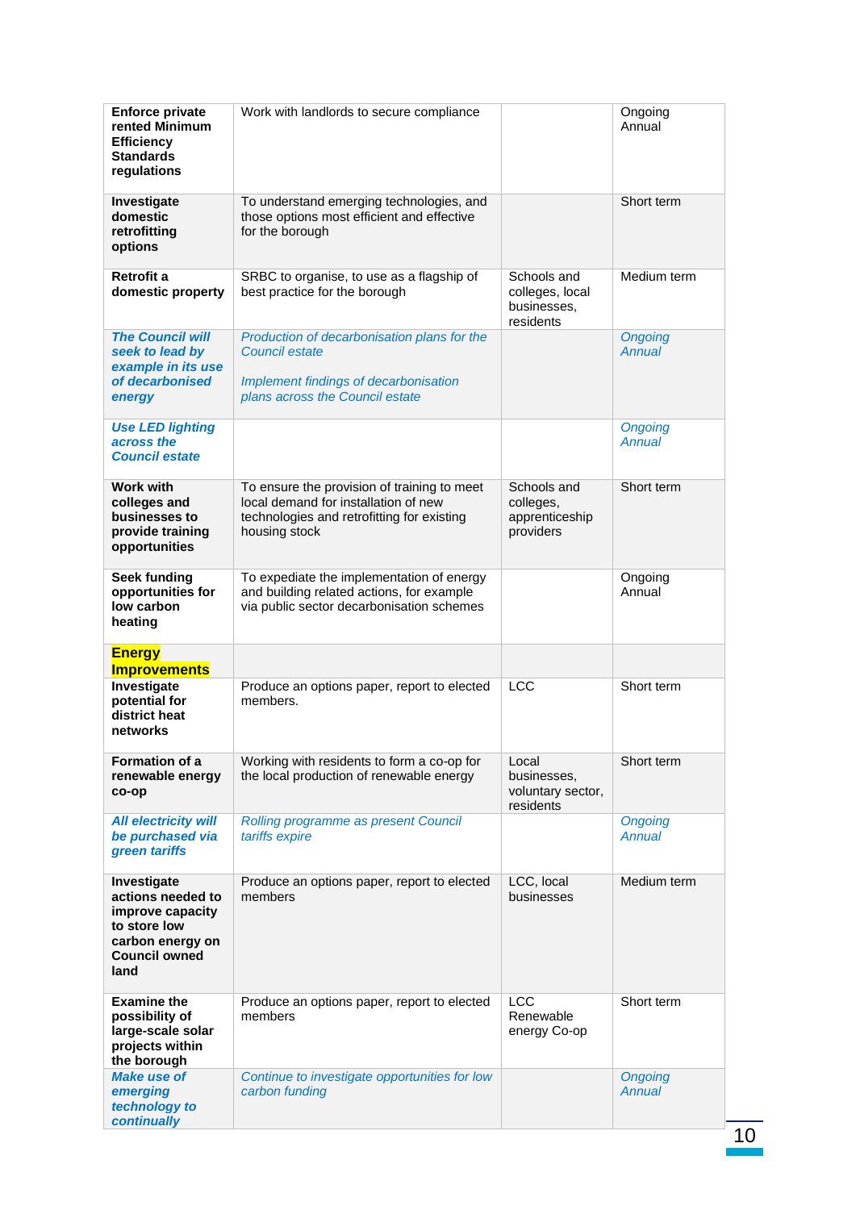| | | | |
|---|---|---|---|
| **Enforce private rented Minimum Efficiency Standards regulations** | Work with landlords to secure compliance | | Ongoing Annual |
| **Investigate domestic retrofitting options** | To understand emerging technologies, and those options most efficient and effective for the borough | | Short term |
| **Retrofit a domestic property** | SRBC to organise, to use as a flagship of best practice for the borough | Schools and colleges, local businesses, residents | Medium term |
| ***The Council will seek to lead by example in its use of decarbonised energy*** | *Production of decarbonisation plans for the Council estate*<br><br>*Implement findings of decarbonisation plans across the Council estate* | | *Ongoing Annual* |
| ***Use LED lighting across the Council estate*** | | | *Ongoing Annual* |
| **Work with colleges and businesses to provide training opportunities** | To ensure the provision of training to meet local demand for installation of new technologies and retrofitting for existing housing stock | Schools and colleges, apprenticeship providers | Short term |
| **Seek funding opportunities for low carbon heating** | To expediate the implementation of energy and building related actions, for example via public sector decarbonisation schemes | | Ongoing Annual |
| **Energy Improvements** | | | |
| **Investigate potential for district heat networks** | Produce an options paper, report to elected members. | LCC | Short term |
| **Formation of a renewable energy co-op** | Working with residents to form a co-op for the local production of renewable energy | Local businesses, voluntary sector, residents | Short term |
| ***All electricity will be purchased via green tariffs*** | *Rolling programme as present Council tariffs expire* | | *Ongoing Annual* |
| **Investigate actions needed to improve capacity to store low carbon energy on Council owned land** | Produce an options paper, report to elected members | LCC, local businesses | Medium term |
| **Examine the possibility of large-scale solar projects within the borough** | Produce an options paper, report to elected members | LCC Renewable energy Co-op | Short term |
| ***Make use of emerging technology to continually*** | *Continue to investigate opportunities for low carbon funding* | | *Ongoing Annual* |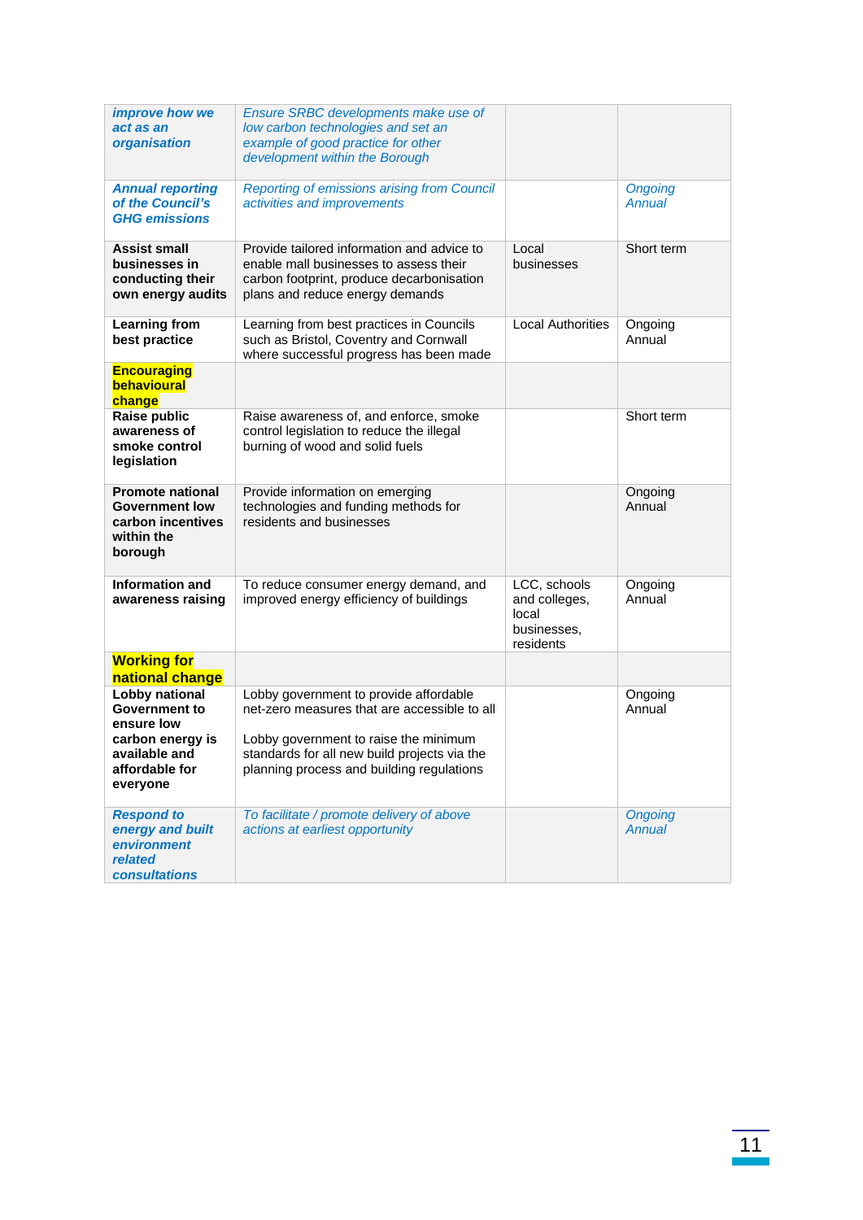| | | | |
|---|---|---|---|
| ***improve how we act as an organisation*** | *Ensure SRBC developments make use of low carbon technologies and set an example of good practice for other development within the Borough* | | |
| ***Annual reporting of the Council's GHG emissions*** | *Reporting of emissions arising from Council activities and improvements* | | *Ongoing Annual* |
| **Assist small businesses in conducting their own energy audits** | Provide tailored information and advice to enable mall businesses to assess their carbon footprint, produce decarbonisation plans and reduce energy demands | Local businesses | Short term |
| **Learning from best practice** | Learning from best practices in Councils such as Bristol, Coventry and Cornwall where successful progress has been made | Local Authorities | Ongoing Annual |
| **Encouraging behavioural change** | | | |
| **Raise public awareness of smoke control legislation** | Raise awareness of, and enforce, smoke control legislation to reduce the illegal burning of wood and solid fuels | | Short term |
| **Promote national Government low carbon incentives within the borough** | Provide information on emerging technologies and funding methods for residents and businesses | | Ongoing Annual |
| **Information and awareness raising** | To reduce consumer energy demand, and improved energy efficiency of buildings | LCC, schools and colleges, local businesses, residents | Ongoing Annual |
| **Working for national change** | | | |
| **Lobby national Government to ensure low carbon energy is available and affordable for everyone** | Lobby government to provide affordable net-zero measures that are accessible to all<br><br>Lobby government to raise the minimum standards for all new build projects via the planning process and building regulations | | Ongoing Annual |
| ***Respond to energy and built environment related consultations*** | *To facilitate / promote delivery of above actions at earliest opportunity* | | *Ongoing Annual* |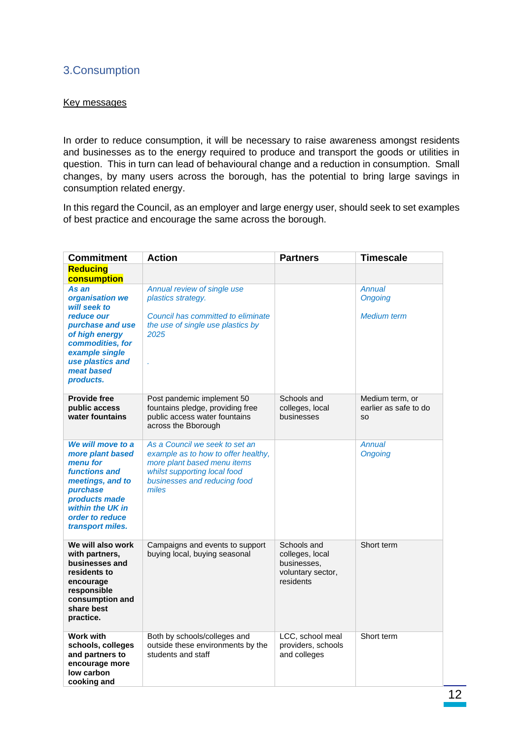## 3.Consumption

Key messages

In order to reduce consumption, it will be necessary to raise awareness amongst residents and businesses as to the energy required to produce and transport the goods or utilities in question. This in turn can lead of behavioural change and a reduction in consumption. Small changes, by many users across the borough, has the potential to bring large savings in consumption related energy.

In this regard the Council, as an employer and large energy user, should seek to set examples of best practice and encourage the same across the borough.

| Commitment | Action | Partners | Timescale |
|---|---|---|---|
| **Reducing consumption** | | | |
| ***As an organisation we will seek to reduce our purchase and use of high energy commodities, for example single use plastics and meat based products.*** | *Annual review of single use plastics strategy.*<br><br>*Council has committed to eliminate the use of single use plastics by 2025*<br><br>*.* | | *Annual Ongoing*<br><br>*Medium term* |
| **Provide free public access water fountains** | Post pandemic implement 50 fountains pledge, providing free public access water fountains across the Bborough | Schools and colleges, local businesses | Medium term, or earlier as safe to do so |
| ***We will move to a more plant based menu for functions and meetings, and to purchase products made within the UK in order to reduce transport miles.*** | *As a Council we seek to set an example as to how to offer healthy, more plant based menu items whilst supporting local food businesses and reducing food miles* | | *Annual Ongoing* |
| **We will also work with partners, businesses and residents to encourage responsible consumption and share best practice.** | Campaigns and events to support buying local, buying seasonal | Schools and colleges, local businesses, voluntary sector, residents | Short term |
| **Work with schools, colleges and partners to encourage more low carbon cooking and** | Both by schools/colleges and outside these environments by the students and staff | LCC, school meal providers, schools and colleges | Short term |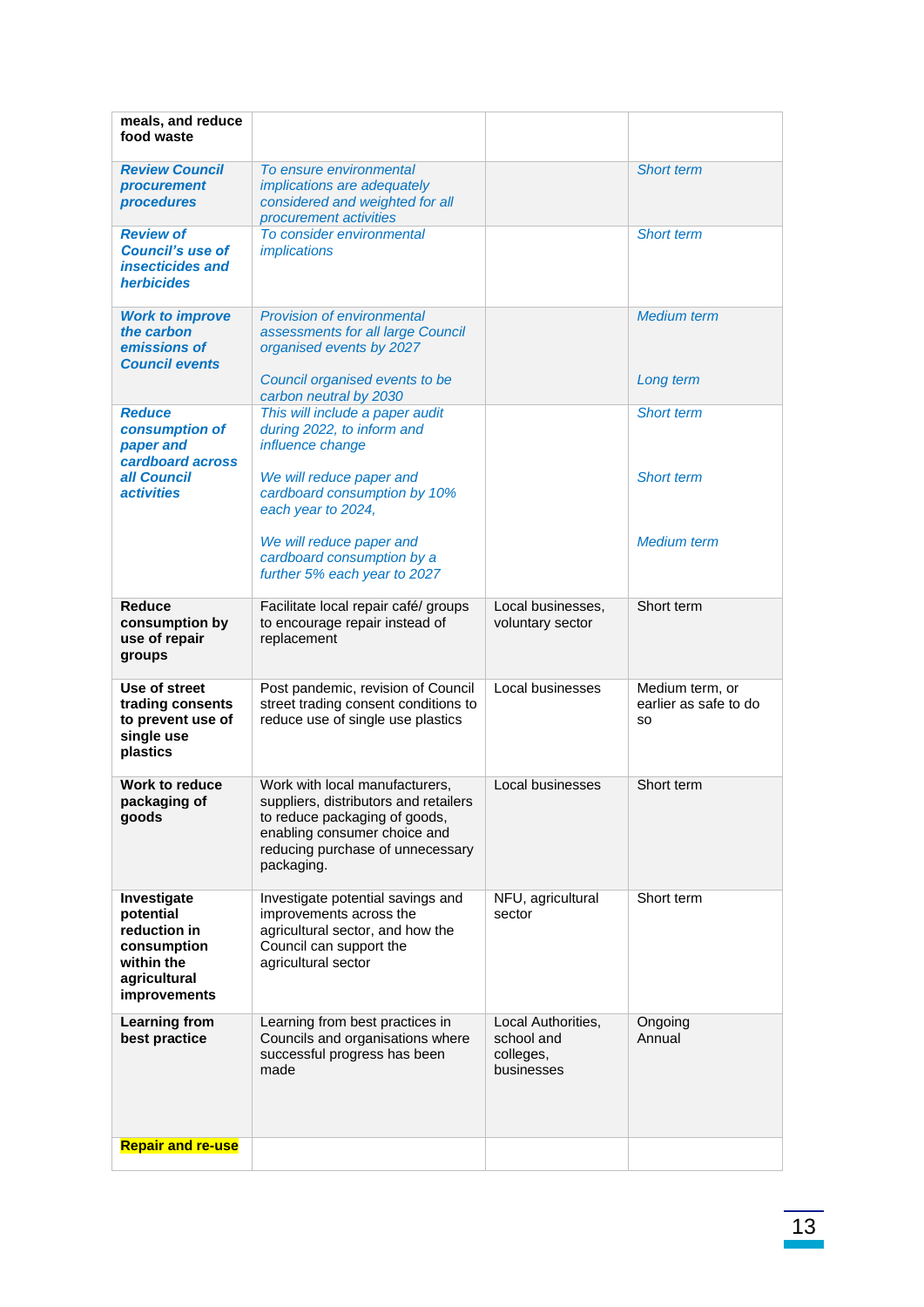| | | | |
|---|---|---|---|
| **meals, and reduce food waste** | | | |
| ***Review Council procurement procedures*** | *To ensure environmental implications are adequately considered and weighted for all procurement activities* | | *Short term* |
| ***Review of Council's use of insecticides and herbicides*** | *To consider environmental implications* | | *Short term* |
| ***Work to improve the carbon emissions of Council events*** | *Provision of environmental assessments for all large Council organised events by 2027*<br><br>*Council organised events to be carbon neutral by 2030* | | *Medium term*<br><br>*Long term* |
| ***Reduce consumption of paper and cardboard across all Council activities*** | *This will include a paper audit during 2022, to inform and influence change*<br><br>*We will reduce paper and cardboard consumption by 10% each year to 2024,*<br><br>*We will reduce paper and cardboard consumption by a further 5% each year to 2027* | | *Short term*<br><br>*Short term*<br><br>*Medium term* |
| **Reduce consumption by use of repair groups** | Facilitate local repair café/ groups to encourage repair instead of replacement | Local businesses, voluntary sector | Short term |
| **Use of street trading consents to prevent use of single use plastics** | Post pandemic, revision of Council street trading consent conditions to reduce use of single use plastics | Local businesses | Medium term, or earlier as safe to do so |
| **Work to reduce packaging of goods** | Work with local manufacturers, suppliers, distributors and retailers to reduce packaging of goods, enabling consumer choice and reducing purchase of unnecessary packaging. | Local businesses | Short term |
| **Investigate potential reduction in consumption within the agricultural improvements** | Investigate potential savings and improvements across the agricultural sector, and how the Council can support the agricultural sector | NFU, agricultural sector | Short term |
| **Learning from best practice** | Learning from best practices in Councils and organisations where successful progress has been made | Local Authorities, school and colleges, businesses | Ongoing<br>Annual |
| **Repair and re-use** | | | |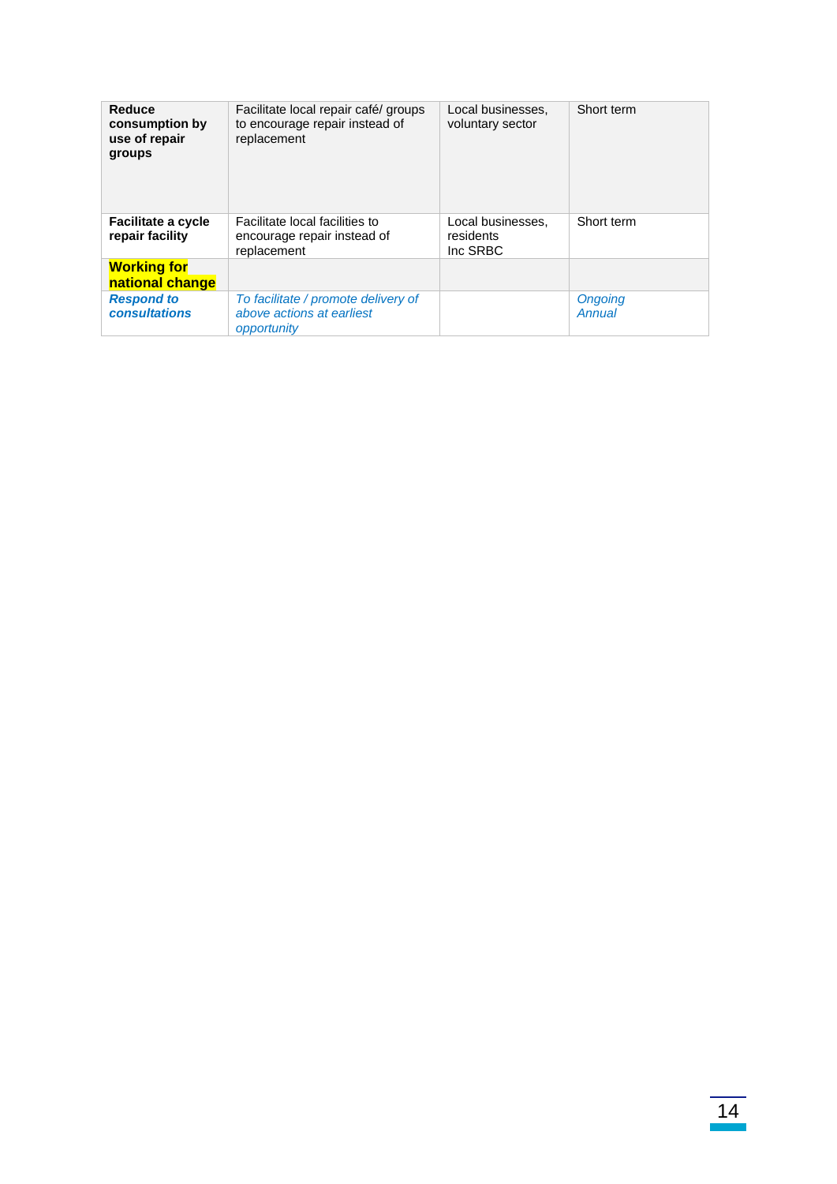| | | | |
|---|---|---|---|
| **Reduce consumption by use of repair groups** | Facilitate local repair café/ groups to encourage repair instead of replacement | Local businesses, voluntary sector | Short term |
| **Facilitate a cycle repair facility** | Facilitate local facilities to encourage repair instead of replacement | Local businesses, residents Inc SRBC | Short term |
| **Working for national change** | | | |
| ***Respond to consultations*** | *To facilitate / promote delivery of above actions at earliest opportunity* | | *Ongoing Annual* |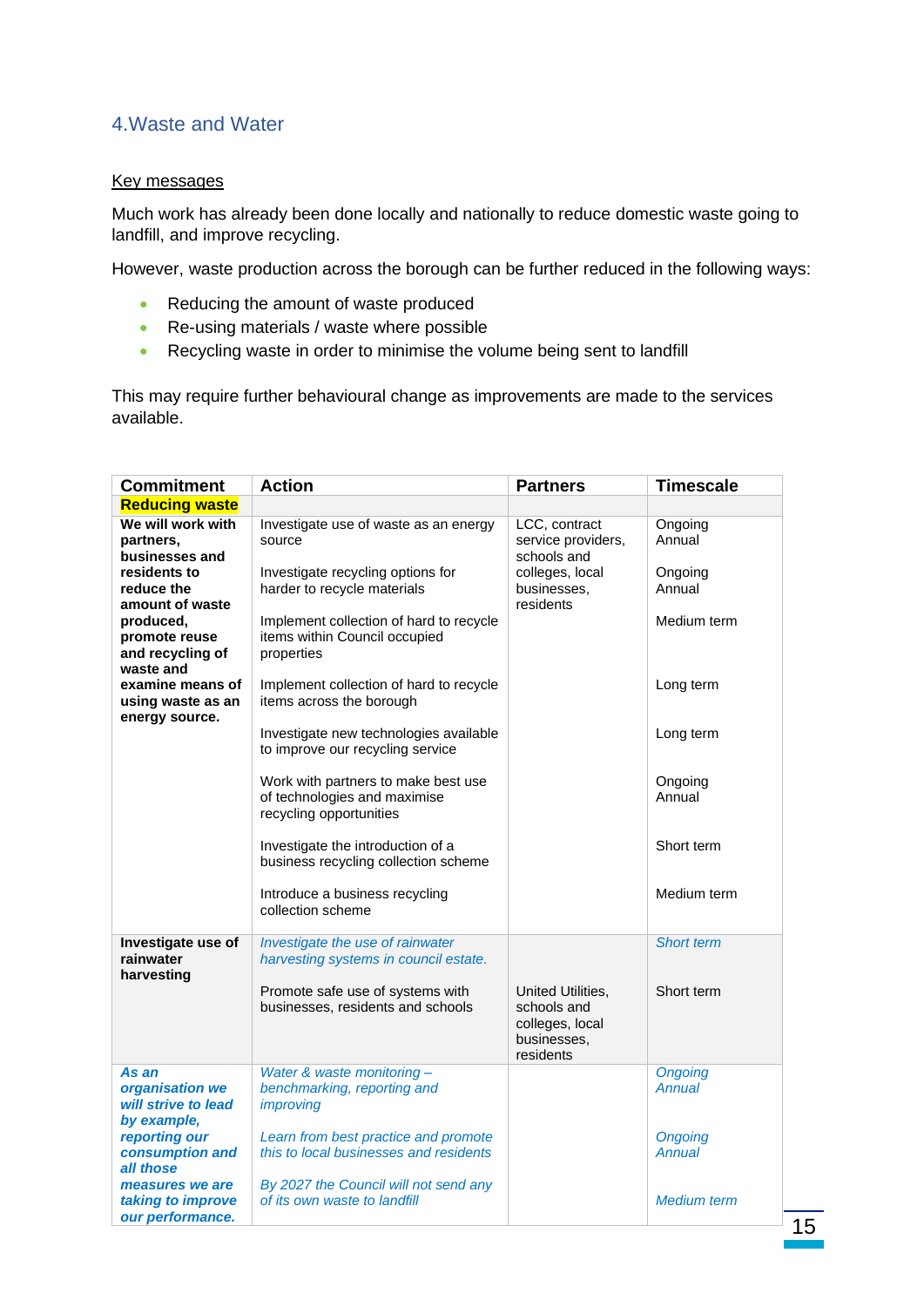## 4.Waste and Water

Key messages

Much work has already been done locally and nationally to reduce domestic waste going to landfill, and improve recycling.

However, waste production across the borough can be further reduced in the following ways:

- Reducing the amount of waste produced
- Re-using materials / waste where possible
- Recycling waste in order to minimise the volume being sent to landfill

This may require further behavioural change as improvements are made to the services available.

| Commitment | Action | Partners | Timescale |
|---|---|---|---|
| **Reducing waste** | | | |
| **We will work with partners, businesses and residents to reduce the amount of waste produced, promote reuse and recycling of waste and examine means of using waste as an energy source.** | Investigate use of waste as an energy source | LCC, contract service providers, schools and colleges, local businesses, residents | Ongoing Annual |
| | Investigate recycling options for harder to recycle materials | | Ongoing Annual |
| | Implement collection of hard to recycle items within Council occupied properties | | Medium term |
| | Implement collection of hard to recycle items across the borough | | Long term |
| | Investigate new technologies available to improve our recycling service | | Long term |
| | Work with partners to make best use of technologies and maximise recycling opportunities | | Ongoing Annual |
| | Investigate the introduction of a business recycling collection scheme | | Short term |
| | Introduce a business recycling collection scheme | | Medium term |
| **Investigate use of rainwater harvesting** | *Investigate the use of rainwater harvesting systems in council estate.* | | *Short term* |
| | Promote safe use of systems with businesses, residents and schools | United Utilities, schools and colleges, local businesses, residents | Short term |
| ***As an organisation we will strive to lead by example, reporting our consumption and all those measures we are taking to improve our performance.*** | *Water & waste monitoring – benchmarking, reporting and improving* | | *Ongoing Annual* |
| | *Learn from best practice and promote this to local businesses and residents* | | *Ongoing Annual* |
| | *By 2027 the Council will not send any of its own waste to landfill* | | *Medium term* |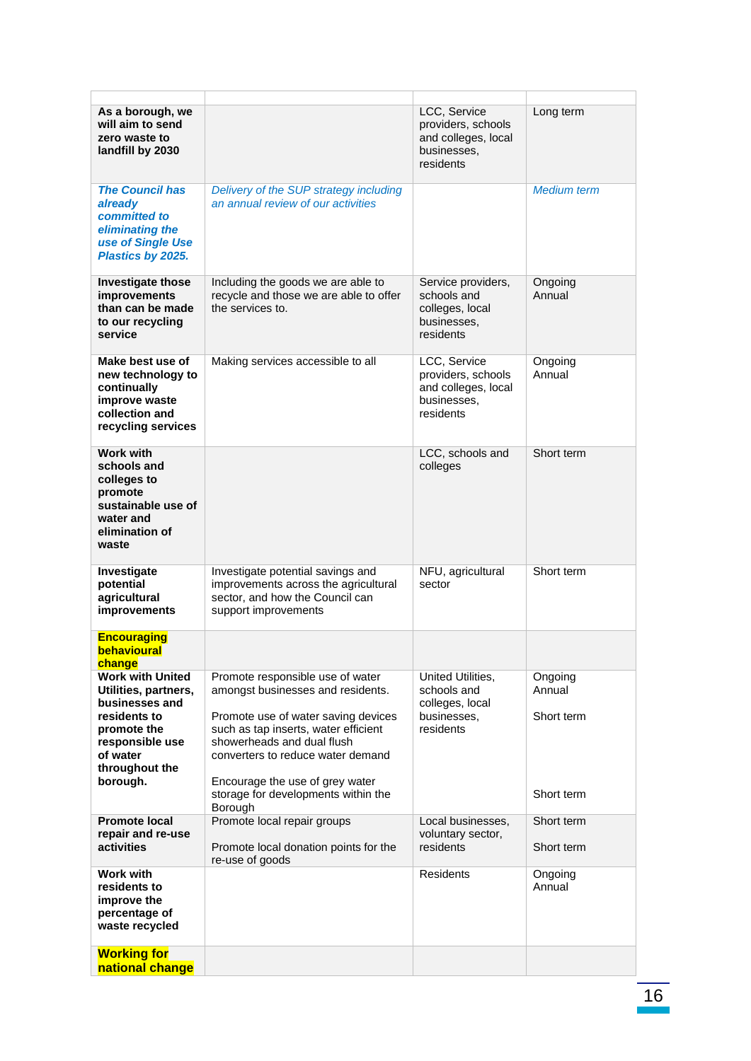| | | | |
|---|---|---|---|
| **As a borough, we will aim to send zero waste to landfill by 2030** | | LCC, Service providers, schools and colleges, local businesses, residents | Long term |
| ***The Council has already committed to eliminating the use of Single Use Plastics by 2025.*** | *Delivery of the SUP strategy including an annual review of our activities* | | *Medium term* |
| **Investigate those improvements than can be made to our recycling service** | Including the goods we are able to recycle and those we are able to offer the services to. | Service providers, schools and colleges, local businesses, residents | Ongoing Annual |
| **Make best use of new technology to continually improve waste collection and recycling services** | Making services accessible to all | LCC, Service providers, schools and colleges, local businesses, residents | Ongoing Annual |
| **Work with schools and colleges to promote sustainable use of water and elimination of waste** | | LCC, schools and colleges | Short term |
| **Investigate potential agricultural improvements** | Investigate potential savings and improvements across the agricultural sector, and how the Council can support improvements | NFU, agricultural sector | Short term |
| **Encouraging behavioural change** | | | |
| **Work with United Utilities, partners, businesses and residents to promote the responsible use of water throughout the borough.** | Promote responsible use of water amongst businesses and residents.<br><br>Promote use of water saving devices such as tap inserts, water efficient showerheads and dual flush converters to reduce water demand<br><br>Encourage the use of grey water storage for developments within the Borough | United Utilities, schools and colleges, local businesses, residents | Ongoing Annual<br><br>Short term<br><br>Short term |
| **Promote local repair and re-use activities** | Promote local repair groups<br><br>Promote local donation points for the re-use of goods | Local businesses, voluntary sector, residents | Short term<br><br>Short term |
| **Work with residents to improve the percentage of waste recycled** | | Residents | Ongoing Annual |
| **Working for national change** | | | |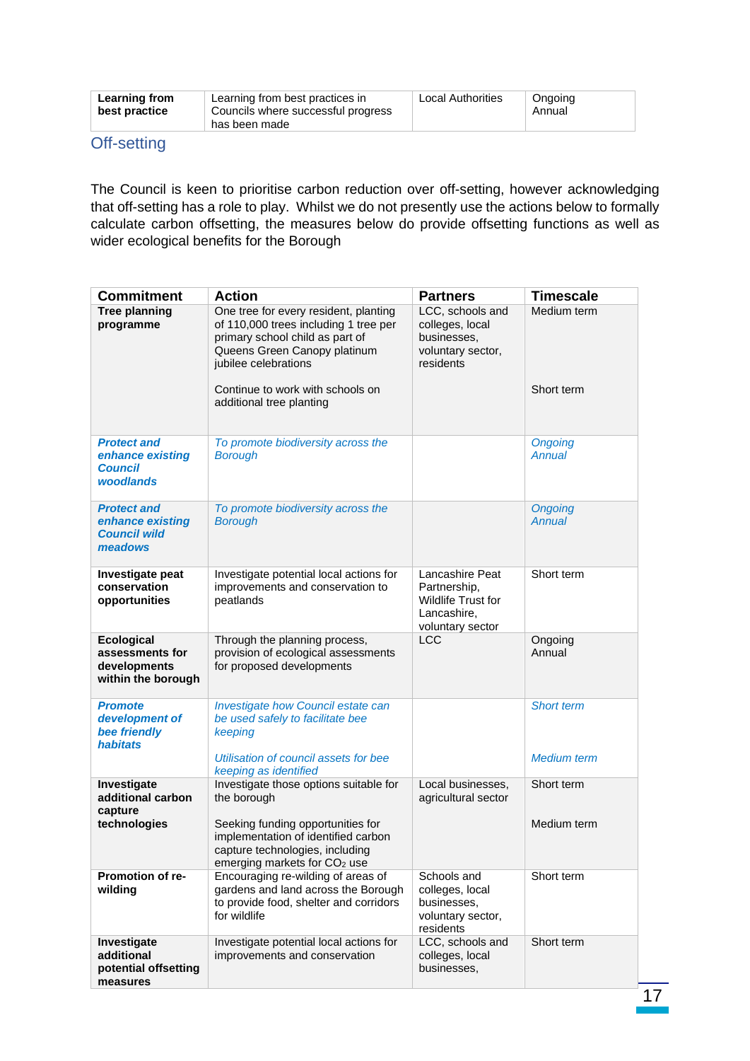| | | | |
|---|---|---|---|
| **Learning from best practice** | Learning from best practices in Councils where successful progress has been made | Local Authorities | Ongoing Annual |

## Off-setting

The Council is keen to prioritise carbon reduction over off-setting, however acknowledging that off-setting has a role to play. Whilst we do not presently use the actions below to formally calculate carbon offsetting, the measures below do provide offsetting functions as well as wider ecological benefits for the Borough

| Commitment | Action | Partners | Timescale |
|---|---|---|---|
| **Tree planning programme** | One tree for every resident, planting of 110,000 trees including 1 tree per primary school child as part of Queens Green Canopy platinum jubilee celebrations<br><br>Continue to work with schools on additional tree planting | LCC, schools and colleges, local businesses, voluntary sector, residents | Medium term<br><br>Short term |
| ***Protect and enhance existing Council woodlands*** | *To promote biodiversity across the Borough* | | *Ongoing Annual* |
| ***Protect and enhance existing Council wild meadows*** | *To promote biodiversity across the Borough* | | *Ongoing Annual* |
| **Investigate peat conservation opportunities** | Investigate potential local actions for improvements and conservation to peatlands | Lancashire Peat Partnership, Wildlife Trust for Lancashire, voluntary sector | Short term |
| **Ecological assessments for developments within the borough** | Through the planning process, provision of ecological assessments for proposed developments | LCC | Ongoing Annual |
| ***Promote development of bee friendly habitats*** | *Investigate how Council estate can be used safely to facilitate bee keeping*<br><br>*Utilisation of council assets for bee keeping as identified* | | *Short term*<br><br>*Medium term* |
| **Investigate additional carbon capture technologies** | Investigate those options suitable for the borough<br><br>Seeking funding opportunities for implementation of identified carbon capture technologies, including emerging markets for $CO_2$ use | Local businesses, agricultural sector | Short term<br><br>Medium term |
| **Promotion of re-wilding** | Encouraging re-wilding of areas of gardens and land across the Borough to provide food, shelter and corridors for wildlife | Schools and colleges, local businesses, voluntary sector, residents | Short term |
| **Investigate additional potential offsetting measures** | Investigate potential local actions for improvements and conservation | LCC, schools and colleges, local businesses, | Short term |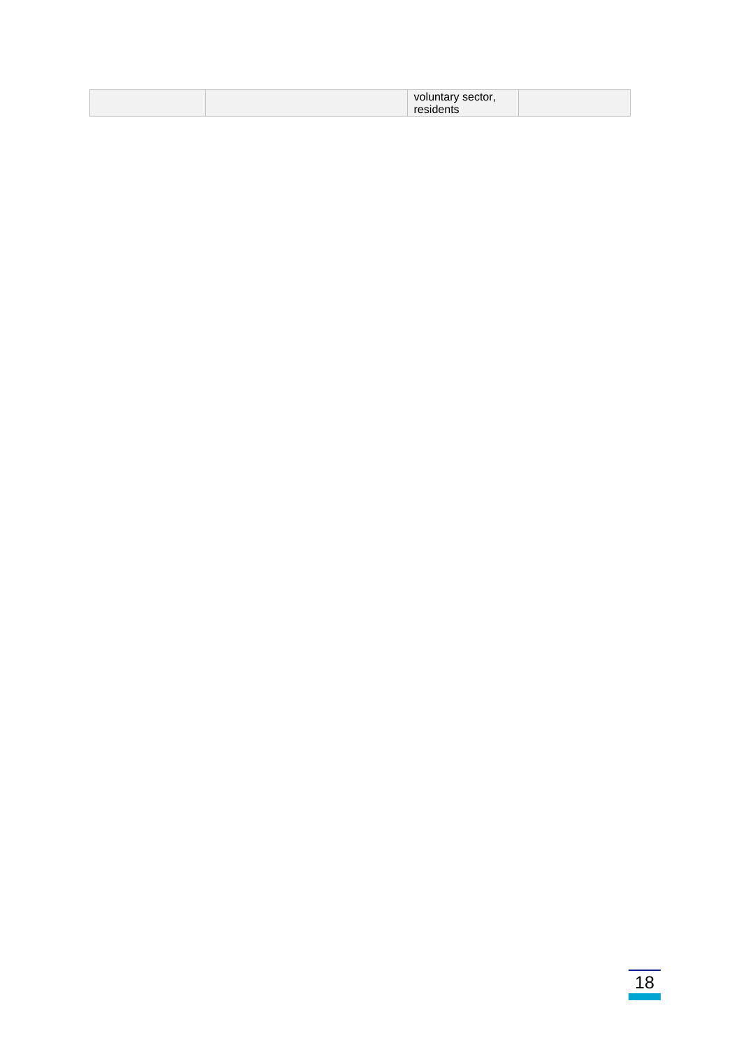| | | voluntary sector, residents | |
|---|---|---|---|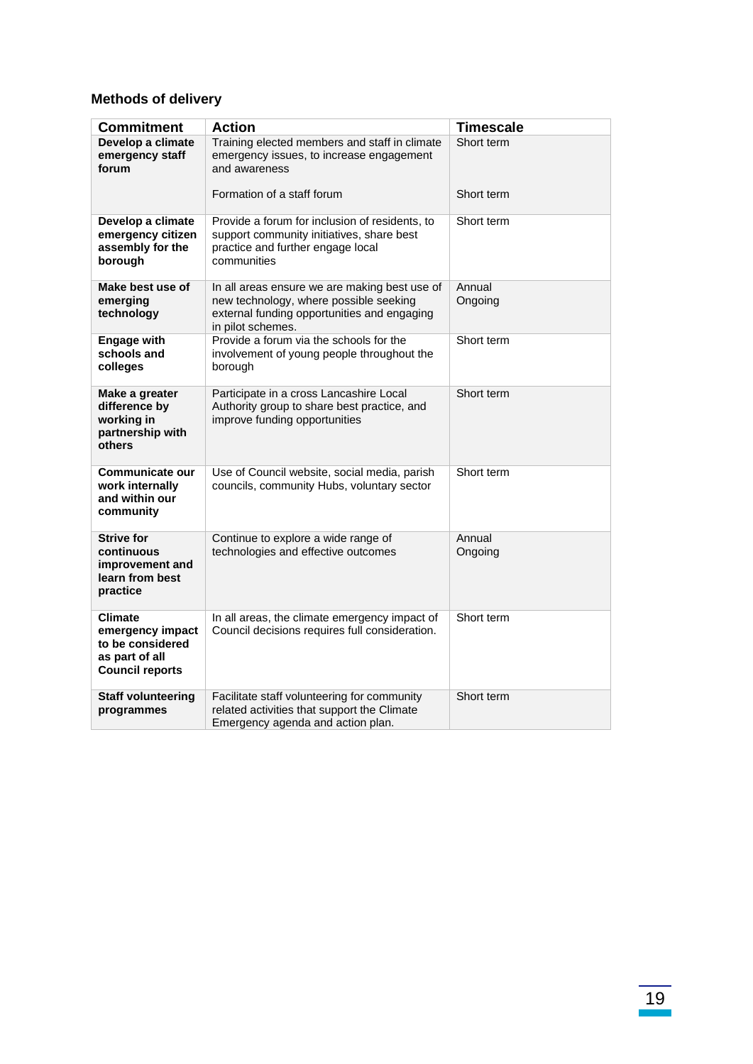## Methods of delivery

| Commitment | Action | Timescale |
|---|---|---|
| **Develop a climate emergency staff forum** | Training elected members and staff in climate emergency issues, to increase engagement and awareness<br><br>Formation of a staff forum | Short term<br><br>Short term |
| **Develop a climate emergency citizen assembly for the borough** | Provide a forum for inclusion of residents, to support community initiatives, share best practice and further engage local communities | Short term |
| **Make best use of emerging technology** | In all areas ensure we are making best use of new technology, where possible seeking external funding opportunities and engaging in pilot schemes. | Annual Ongoing |
| **Engage with schools and colleges** | Provide a forum via the schools for the involvement of young people throughout the borough | Short term |
| **Make a greater difference by working in partnership with others** | Participate in a cross Lancashire Local Authority group to share best practice, and improve funding opportunities | Short term |
| **Communicate our work internally and within our community** | Use of Council website, social media, parish councils, community Hubs, voluntary sector | Short term |
| **Strive for continuous improvement and learn from best practice** | Continue to explore a wide range of technologies and effective outcomes | Annual Ongoing |
| **Climate emergency impact to be considered as part of all Council reports** | In all areas, the climate emergency impact of Council decisions requires full consideration. | Short term |
| **Staff volunteering programmes** | Facilitate staff volunteering for community related activities that support the Climate Emergency agenda and action plan. | Short term |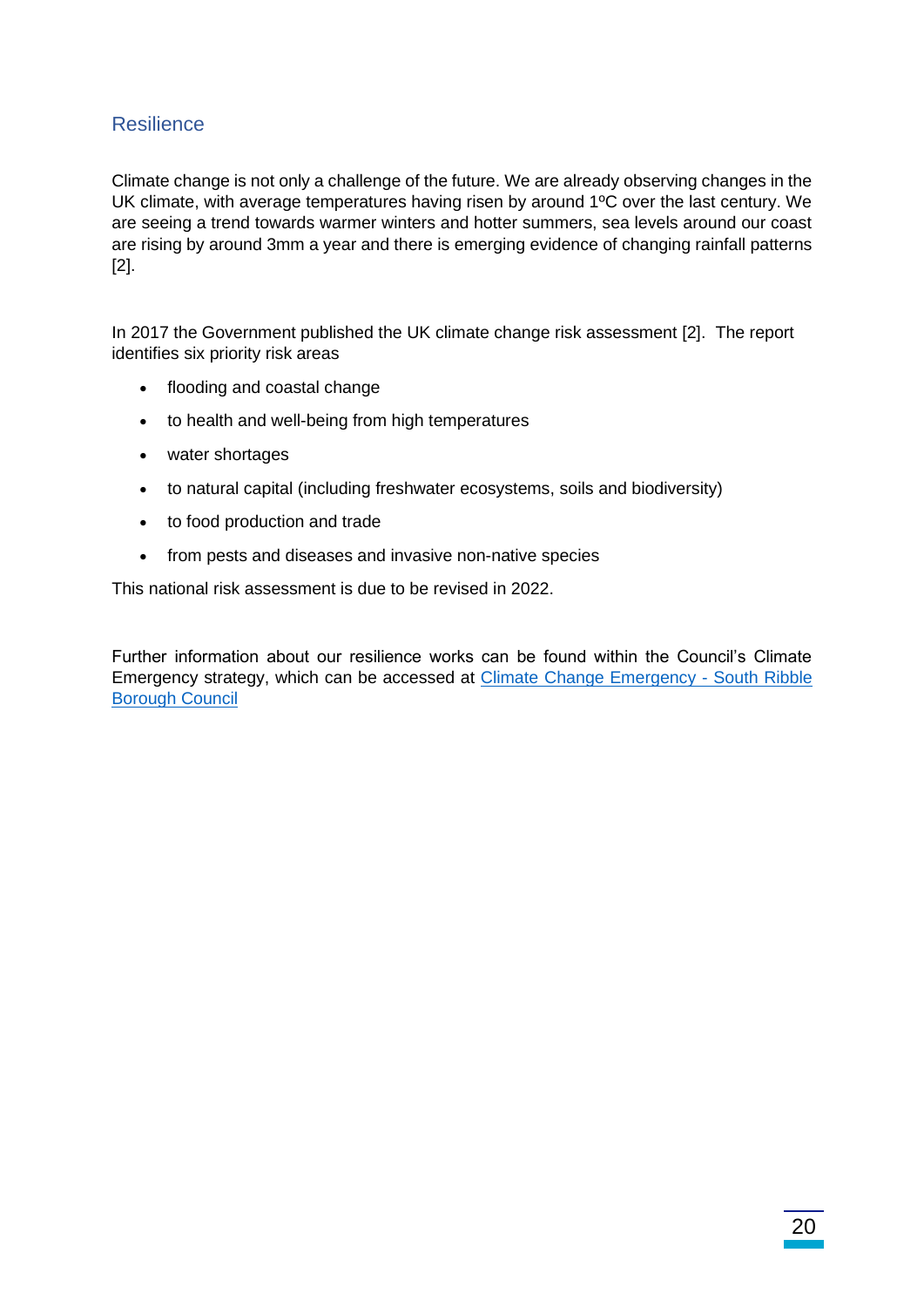## Resilience

Climate change is not only a challenge of the future. We are already observing changes in the UK climate, with average temperatures having risen by around 1ºC over the last century. We are seeing a trend towards warmer winters and hotter summers, sea levels around our coast are rising by around 3mm a year and there is emerging evidence of changing rainfall patterns [2].

In 2017 the Government published the UK climate change risk assessment [2]. The report identifies six priority risk areas

- flooding and coastal change
- to health and well-being from high temperatures
- water shortages
- to natural capital (including freshwater ecosystems, soils and biodiversity)
- to food production and trade
- from pests and diseases and invasive non-native species

This national risk assessment is due to be revised in 2022.

Further information about our resilience works can be found within the Council's Climate Emergency strategy, which can be accessed at [Climate Change Emergency - South Ribble Borough Council]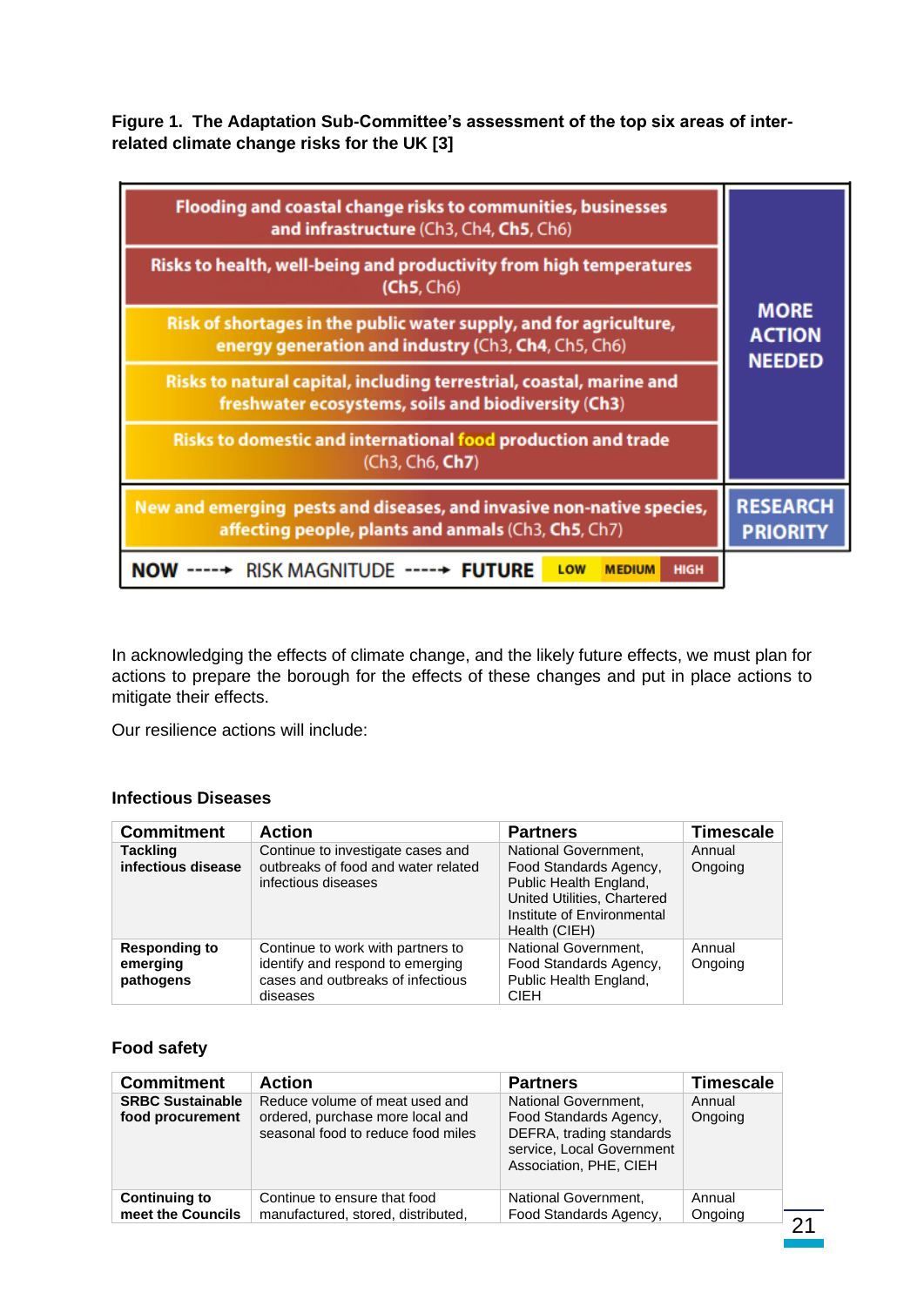**Figure 1. The Adaptation Sub-Committee's assessment of the top six areas of inter-related climate change risks for the UK [3]**

| Risk | |
|---|---|
| **Flooding and coastal change risks to communities, businesses and infrastructure** (Ch3, Ch4, **Ch5**, Ch6) | **MORE ACTION NEEDED** |
| **Risks to health, well-being and productivity from high temperatures** (**Ch5**, Ch6) | |
| **Risk of shortages in the public water supply, and for agriculture, energy generation and industry** (Ch3, **Ch4**, Ch5, Ch6) | |
| **Risks to natural capital, including terrestrial, coastal, marine and freshwater ecosystems, soils and biodiversity** (**Ch3**) | |
| **Risks to domestic and international food production and trade** (Ch3, Ch6, **Ch7**) | |
| **New and emerging pests and diseases, and invasive non-native species, affecting people, plants and anmals** (Ch3, **Ch5**, Ch7) | **RESEARCH PRIORITY** |

**NOW** -----> RISK MAGNITUDE -----> **FUTURE** LOW MEDIUM HIGH

In acknowledging the effects of climate change, and the likely future effects, we must plan for actions to prepare the borough for the effects of these changes and put in place actions to mitigate their effects.

Our resilience actions will include:

### Infectious Diseases

| Commitment | Action | Partners | Timescale |
|---|---|---|---|
| **Tackling infectious disease** | Continue to investigate cases and outbreaks of food and water related infectious diseases | National Government, Food Standards Agency, Public Health England, United Utilities, Chartered Institute of Environmental Health (CIEH) | Annual Ongoing |
| **Responding to emerging pathogens** | Continue to work with partners to identify and respond to emerging cases and outbreaks of infectious diseases | National Government, Food Standards Agency, Public Health England, CIEH | Annual Ongoing |

### Food safety

| Commitment | Action | Partners | Timescale |
|---|---|---|---|
| **SRBC Sustainable food procurement** | Reduce volume of meat used and ordered, purchase more local and seasonal food to reduce food miles | National Government, Food Standards Agency, DEFRA, trading standards service, Local Government Association, PHE, CIEH | Annual Ongoing |
| **Continuing to meet the Councils** | Continue to ensure that food manufactured, stored, distributed, | National Government, Food Standards Agency, | Annual Ongoing |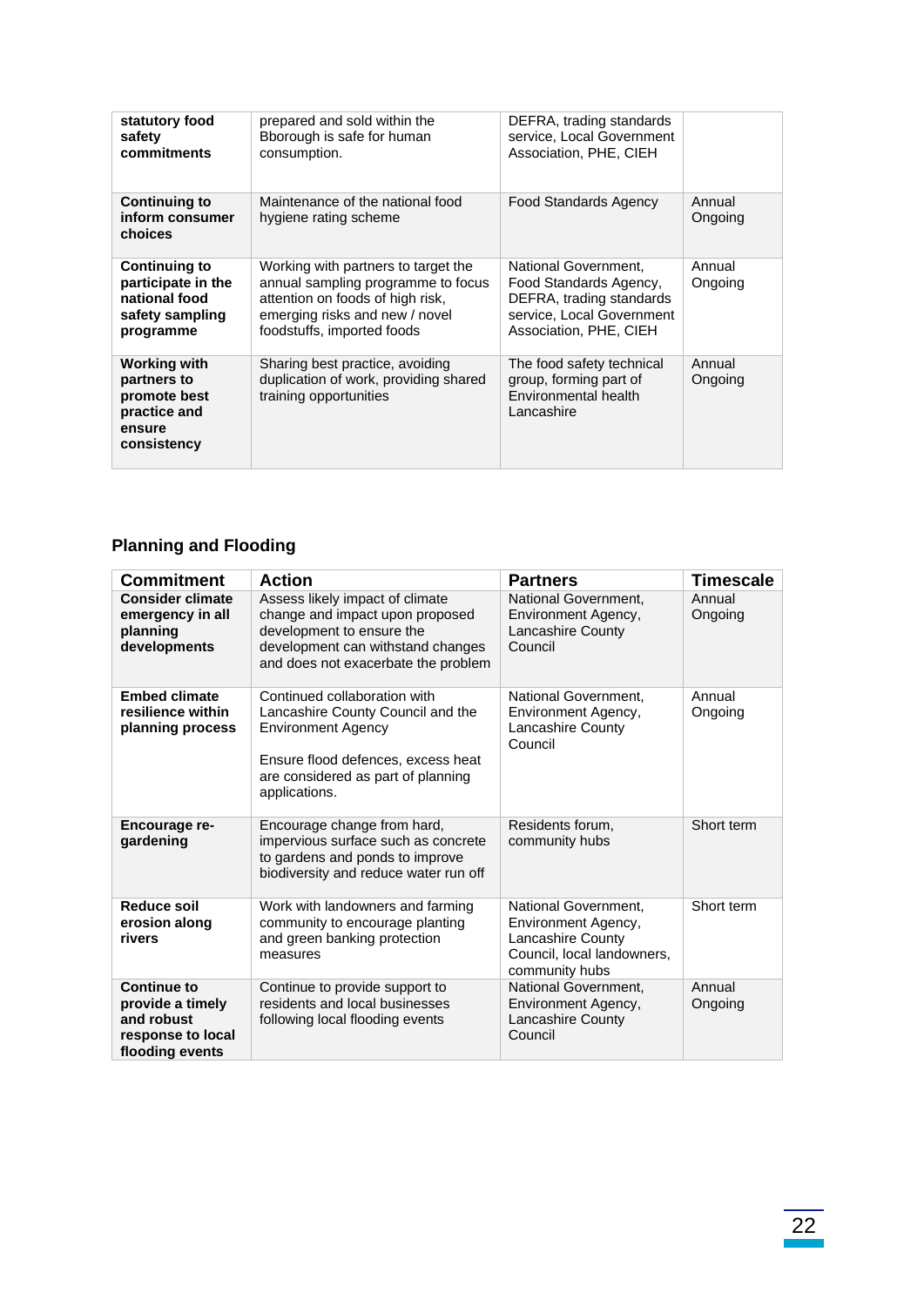| | | | |
|---|---|---|---|
| **statutory food safety commitments** | prepared and sold within the Bborough is safe for human consumption. | DEFRA, trading standards service, Local Government Association, PHE, CIEH | |
| **Continuing to inform consumer choices** | Maintenance of the national food hygiene rating scheme | Food Standards Agency | Annual Ongoing |
| **Continuing to participate in the national food safety sampling programme** | Working with partners to target the annual sampling programme to focus attention on foods of high risk, emerging risks and new / novel foodstuffs, imported foods | National Government, Food Standards Agency, DEFRA, trading standards service, Local Government Association, PHE, CIEH | Annual Ongoing |
| **Working with partners to promote best practice and ensure consistency** | Sharing best practice, avoiding duplication of work, providing shared training opportunities | The food safety technical group, forming part of Environmental health Lancashire | Annual Ongoing |

## Planning and Flooding

| Commitment | Action | Partners | Timescale |
|---|---|---|---|
| **Consider climate emergency in all planning developments** | Assess likely impact of climate change and impact upon proposed development to ensure the development can withstand changes and does not exacerbate the problem | National Government, Environment Agency, Lancashire County Council | Annual Ongoing |
| **Embed climate resilience within planning process** | Continued collaboration with Lancashire County Council and the Environment Agency<br><br>Ensure flood defences, excess heat are considered as part of planning applications. | National Government, Environment Agency, Lancashire County Council | Annual Ongoing |
| **Encourage re-gardening** | Encourage change from hard, impervious surface such as concrete to gardens and ponds to improve biodiversity and reduce water run off | Residents forum, community hubs | Short term |
| **Reduce soil erosion along rivers** | Work with landowners and farming community to encourage planting and green banking protection measures | National Government, Environment Agency, Lancashire County Council, local landowners, community hubs | Short term |
| **Continue to provide a timely and robust response to local flooding events** | Continue to provide support to residents and local businesses following local flooding events | National Government, Environment Agency, Lancashire County Council | Annual Ongoing |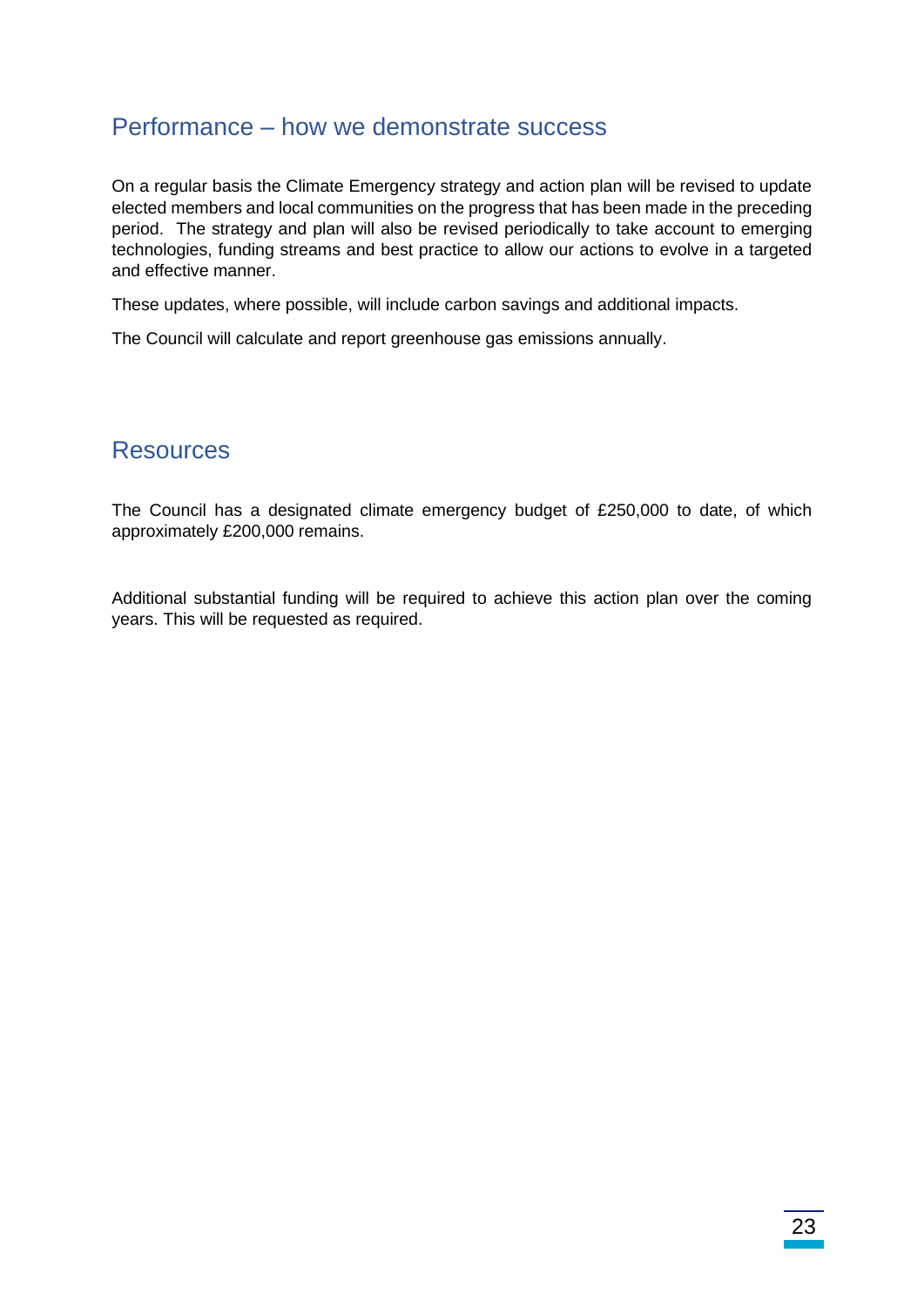## Performance – how we demonstrate success

On a regular basis the Climate Emergency strategy and action plan will be revised to update elected members and local communities on the progress that has been made in the preceding period. The strategy and plan will also be revised periodically to take account to emerging technologies, funding streams and best practice to allow our actions to evolve in a targeted and effective manner.

These updates, where possible, will include carbon savings and additional impacts.

The Council will calculate and report greenhouse gas emissions annually.

## Resources

The Council has a designated climate emergency budget of £250,000 to date, of which approximately £200,000 remains.

Additional substantial funding will be required to achieve this action plan over the coming years. This will be requested as required.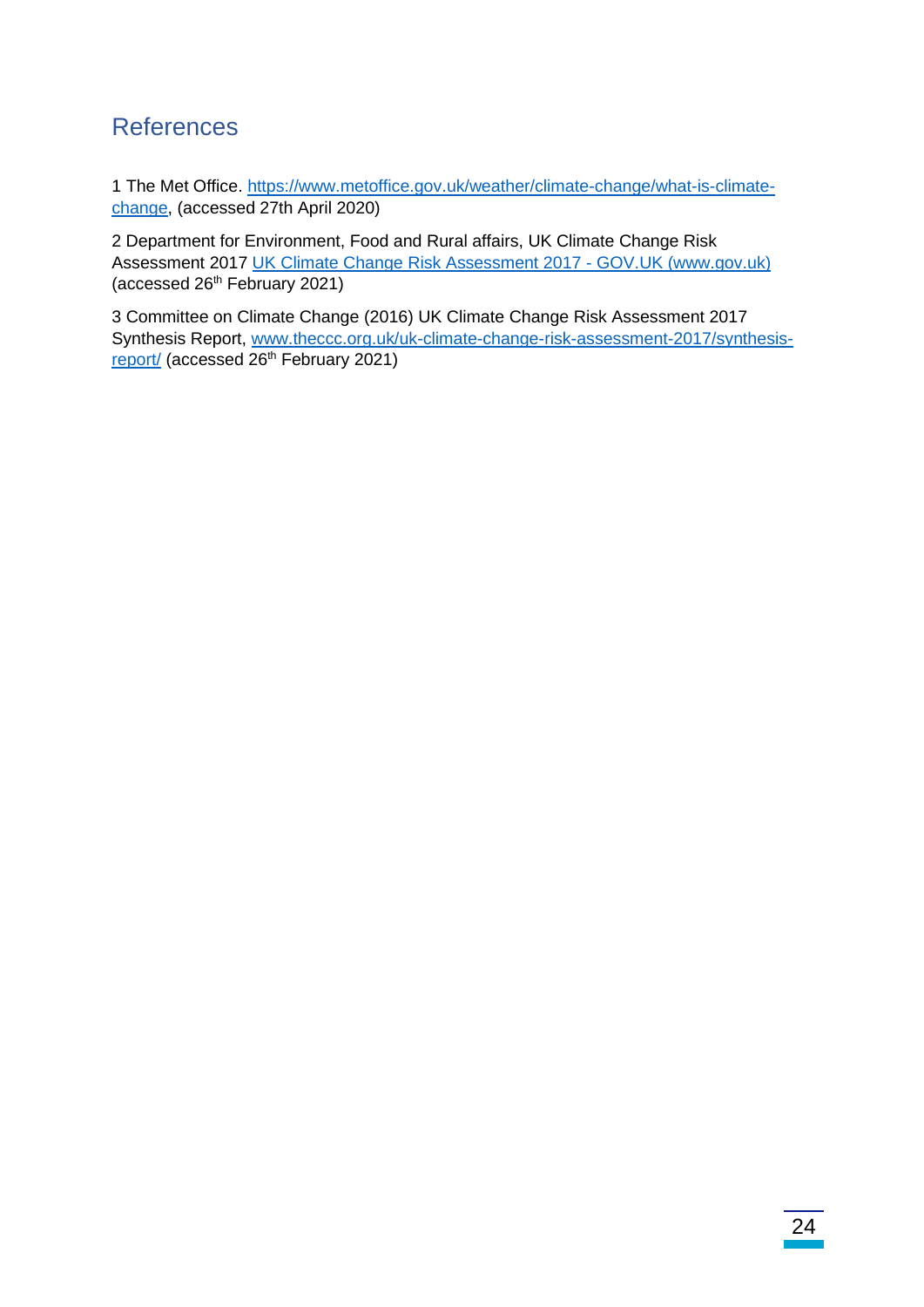## References

1 The Met Office. https://www.metoffice.gov.uk/weather/climate-change/what-is-climate-change, (accessed 27th April 2020)

2 Department for Environment, Food and Rural affairs, UK Climate Change Risk Assessment 2017 UK Climate Change Risk Assessment 2017 - GOV.UK (www.gov.uk) (accessed 26th February 2021)

3 Committee on Climate Change (2016) UK Climate Change Risk Assessment 2017 Synthesis Report, www.theccc.org.uk/uk-climate-change-risk-assessment-2017/synthesis-report/ (accessed 26th February 2021)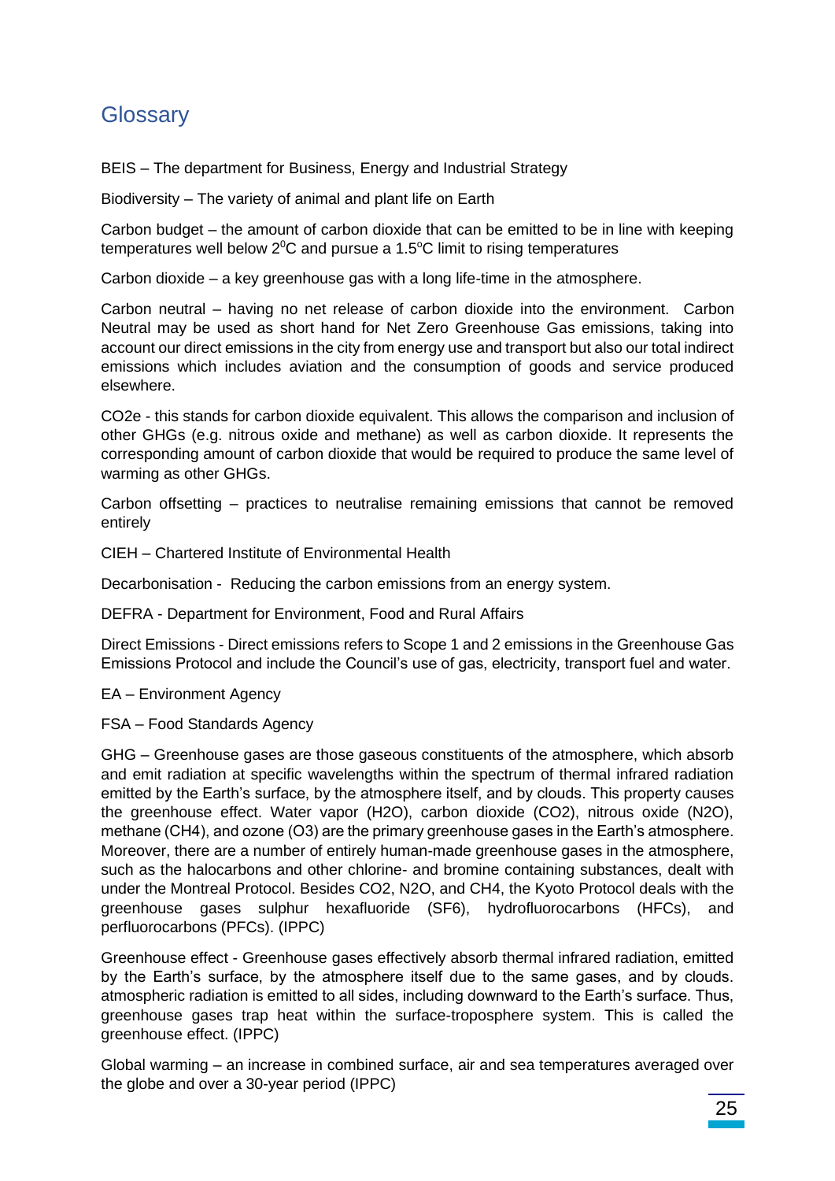## Glossary

BEIS – The department for Business, Energy and Industrial Strategy

Biodiversity – The variety of animal and plant life on Earth

Carbon budget – the amount of carbon dioxide that can be emitted to be in line with keeping temperatures well below $2^0$C and pursue a $1.5^o$C limit to rising temperatures

Carbon dioxide – a key greenhouse gas with a long life-time in the atmosphere.

Carbon neutral – having no net release of carbon dioxide into the environment. Carbon Neutral may be used as short hand for Net Zero Greenhouse Gas emissions, taking into account our direct emissions in the city from energy use and transport but also our total indirect emissions which includes aviation and the consumption of goods and service produced elsewhere.

CO2e - this stands for carbon dioxide equivalent. This allows the comparison and inclusion of other GHGs (e.g. nitrous oxide and methane) as well as carbon dioxide. It represents the corresponding amount of carbon dioxide that would be required to produce the same level of warming as other GHGs.

Carbon offsetting – practices to neutralise remaining emissions that cannot be removed entirely

CIEH – Chartered Institute of Environmental Health

Decarbonisation - Reducing the carbon emissions from an energy system.

DEFRA - Department for Environment, Food and Rural Affairs

Direct Emissions - Direct emissions refers to Scope 1 and 2 emissions in the Greenhouse Gas Emissions Protocol and include the Council's use of gas, electricity, transport fuel and water.

EA – Environment Agency

FSA – Food Standards Agency

GHG – Greenhouse gases are those gaseous constituents of the atmosphere, which absorb and emit radiation at specific wavelengths within the spectrum of thermal infrared radiation emitted by the Earth's surface, by the atmosphere itself, and by clouds. This property causes the greenhouse effect. Water vapor (H2O), carbon dioxide (CO2), nitrous oxide (N2O), methane (CH4), and ozone (O3) are the primary greenhouse gases in the Earth's atmosphere. Moreover, there are a number of entirely human-made greenhouse gases in the atmosphere, such as the halocarbons and other chlorine- and bromine containing substances, dealt with under the Montreal Protocol. Besides CO2, N2O, and CH4, the Kyoto Protocol deals with the greenhouse gases sulphur hexafluoride (SF6), hydrofluorocarbons (HFCs), and perfluorocarbons (PFCs). (IPPC)

Greenhouse effect - Greenhouse gases effectively absorb thermal infrared radiation, emitted by the Earth's surface, by the atmosphere itself due to the same gases, and by clouds. atmospheric radiation is emitted to all sides, including downward to the Earth's surface. Thus, greenhouse gases trap heat within the surface-troposphere system. This is called the greenhouse effect. (IPPC)

Global warming – an increase in combined surface, air and sea temperatures averaged over the globe and over a 30-year period (IPPC)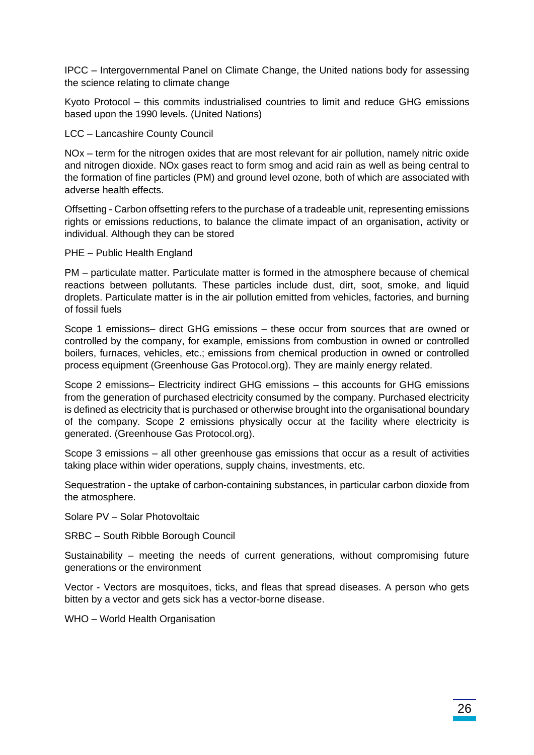IPCC – Intergovernmental Panel on Climate Change, the United nations body for assessing the science relating to climate change

Kyoto Protocol – this commits industrialised countries to limit and reduce GHG emissions based upon the 1990 levels. (United Nations)

LCC – Lancashire County Council

NOx – term for the nitrogen oxides that are most relevant for air pollution, namely nitric oxide and nitrogen dioxide. NOx gases react to form smog and acid rain as well as being central to the formation of fine particles (PM) and ground level ozone, both of which are associated with adverse health effects.

Offsetting - Carbon offsetting refers to the purchase of a tradeable unit, representing emissions rights or emissions reductions, to balance the climate impact of an organisation, activity or individual. Although they can be stored

PHE – Public Health England

PM – particulate matter. Particulate matter is formed in the atmosphere because of chemical reactions between pollutants. These particles include dust, dirt, soot, smoke, and liquid droplets. Particulate matter is in the air pollution emitted from vehicles, factories, and burning of fossil fuels

Scope 1 emissions– direct GHG emissions – these occur from sources that are owned or controlled by the company, for example, emissions from combustion in owned or controlled boilers, furnaces, vehicles, etc.; emissions from chemical production in owned or controlled process equipment (Greenhouse Gas Protocol.org). They are mainly energy related.

Scope 2 emissions– Electricity indirect GHG emissions – this accounts for GHG emissions from the generation of purchased electricity consumed by the company. Purchased electricity is defined as electricity that is purchased or otherwise brought into the organisational boundary of the company. Scope 2 emissions physically occur at the facility where electricity is generated. (Greenhouse Gas Protocol.org).

Scope 3 emissions – all other greenhouse gas emissions that occur as a result of activities taking place within wider operations, supply chains, investments, etc.

Sequestration - the uptake of carbon-containing substances, in particular carbon dioxide from the atmosphere.

Solare PV – Solar Photovoltaic

SRBC – South Ribble Borough Council

Sustainability – meeting the needs of current generations, without compromising future generations or the environment

Vector - Vectors are mosquitoes, ticks, and fleas that spread diseases. A person who gets bitten by a vector and gets sick has a vector-borne disease.

WHO – World Health Organisation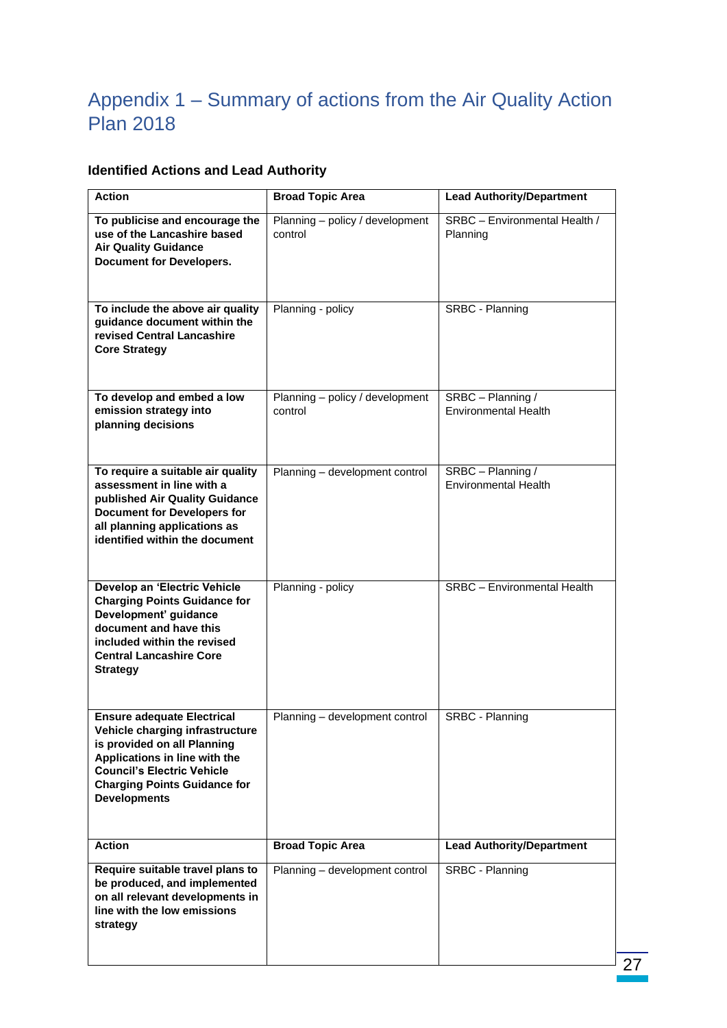# Appendix 1 – Summary of actions from the Air Quality Action Plan 2018

### Identified Actions and Lead Authority

| Action | Broad Topic Area | Lead Authority/Department |
|---|---|---|
| **To publicise and encourage the use of the Lancashire based Air Quality Guidance Document for Developers.** | Planning – policy / development control | SRBC – Environmental Health / Planning |
| **To include the above air quality guidance document within the revised Central Lancashire Core Strategy** | Planning - policy | SRBC - Planning |
| **To develop and embed a low emission strategy into planning decisions** | Planning – policy / development control | SRBC – Planning / Environmental Health |
| **To require a suitable air quality assessment in line with a published Air Quality Guidance Document for Developers for all planning applications as identified within the document** | Planning – development control | SRBC – Planning / Environmental Health |
| **Develop an 'Electric Vehicle Charging Points Guidance for Development' guidance document and have this included within the revised Central Lancashire Core Strategy** | Planning - policy | SRBC – Environmental Health |
| **Ensure adequate Electrical Vehicle charging infrastructure is provided on all Planning Applications in line with the Council's Electric Vehicle Charging Points Guidance for Developments** | Planning – development control | SRBC - Planning |
| **Require suitable travel plans to be produced, and implemented on all relevant developments in line with the low emissions strategy** | Planning – development control | SRBC - Planning |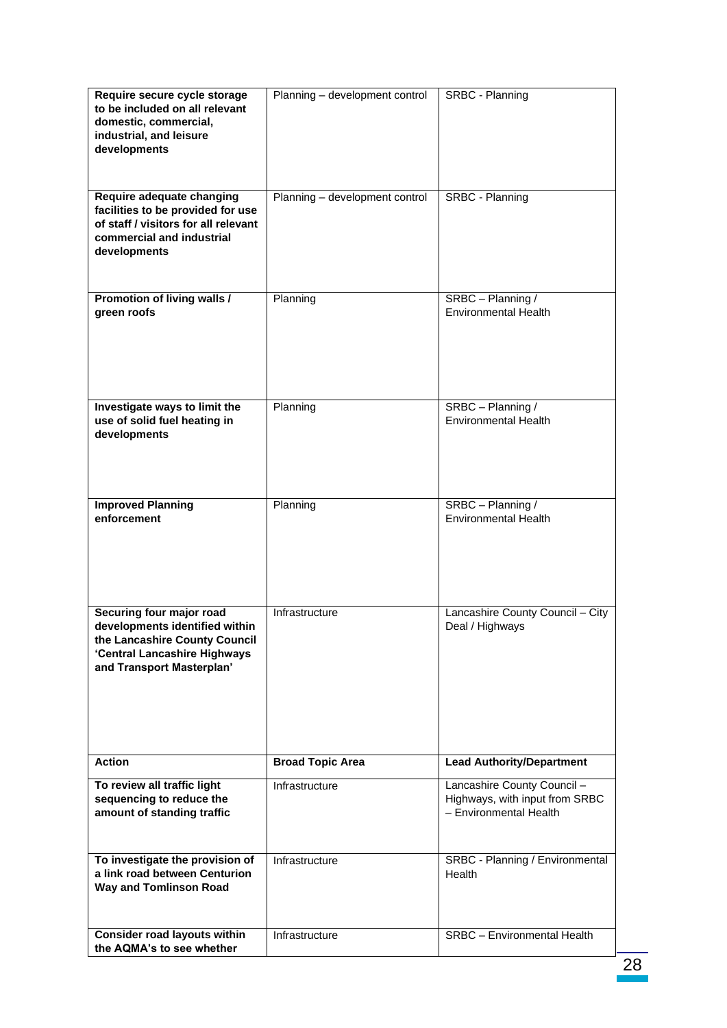| Action | Broad Topic Area | Lead Authority/Department |
|---|---|---|
| **Require secure cycle storage to be included on all relevant domestic, commercial, industrial, and leisure developments** | Planning – development control | SRBC - Planning |
| **Require adequate changing facilities to be provided for use of staff / visitors for all relevant commercial and industrial developments** | Planning – development control | SRBC - Planning |
| **Promotion of living walls / green roofs** | Planning | SRBC – Planning / Environmental Health |
| **Investigate ways to limit the use of solid fuel heating in developments** | Planning | SRBC – Planning / Environmental Health |
| **Improved Planning enforcement** | Planning | SRBC – Planning / Environmental Health |
| **Securing four major road developments identified within the Lancashire County Council 'Central Lancashire Highways and Transport Masterplan'** | Infrastructure | Lancashire County Council – City Deal / Highways |
| **To review all traffic light sequencing to reduce the amount of standing traffic** | Infrastructure | Lancashire County Council – Highways, with input from SRBC – Environmental Health |
| **To investigate the provision of a link road between Centurion Way and Tomlinson Road** | Infrastructure | SRBC - Planning / Environmental Health |
| **Consider road layouts within the AQMA's to see whether** | Infrastructure | SRBC – Environmental Health |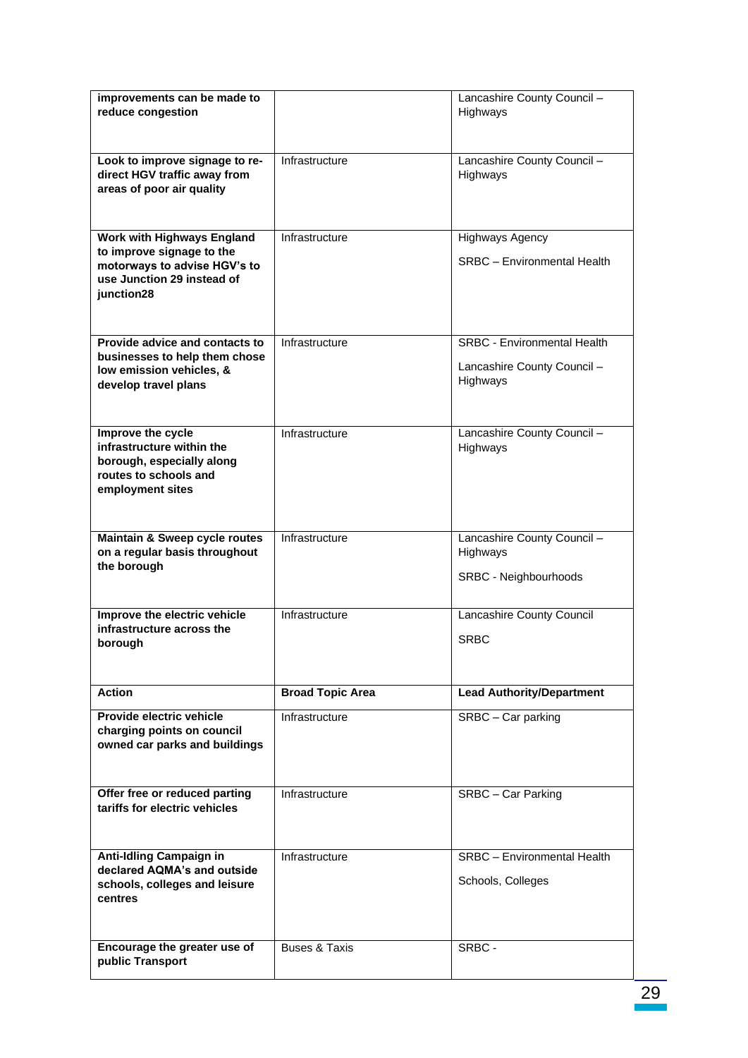| | | |
|---|---|---|
| **improvements can be made to reduce congestion** | | Lancashire County Council – Highways |
| **Look to improve signage to re-direct HGV traffic away from areas of poor air quality** | Infrastructure | Lancashire County Council – Highways |
| **Work with Highways England to improve signage to the motorways to advise HGV's to use Junction 29 instead of junction28** | Infrastructure | Highways Agency<br><br>SRBC – Environmental Health |
| **Provide advice and contacts to businesses to help them chose low emission vehicles, & develop travel plans** | Infrastructure | SRBC - Environmental Health<br><br>Lancashire County Council – Highways |
| **Improve the cycle infrastructure within the borough, especially along routes to schools and employment sites** | Infrastructure | Lancashire County Council – Highways |
| **Maintain & Sweep cycle routes on a regular basis throughout the borough** | Infrastructure | Lancashire County Council – Highways<br><br>SRBC - Neighbourhoods |
| **Improve the electric vehicle infrastructure across the borough** | Infrastructure | Lancashire County Council<br><br>SRBC |

| Action | Broad Topic Area | Lead Authority/Department |
|---|---|---|
| **Provide electric vehicle charging points on council owned car parks and buildings** | Infrastructure | SRBC – Car parking |
| **Offer free or reduced parting tariffs for electric vehicles** | Infrastructure | SRBC – Car Parking |
| **Anti-Idling Campaign in declared AQMA's and outside schools, colleges and leisure centres** | Infrastructure | SRBC – Environmental Health<br><br>Schools, Colleges |
| **Encourage the greater use of public Transport** | Buses & Taxis | SRBC - |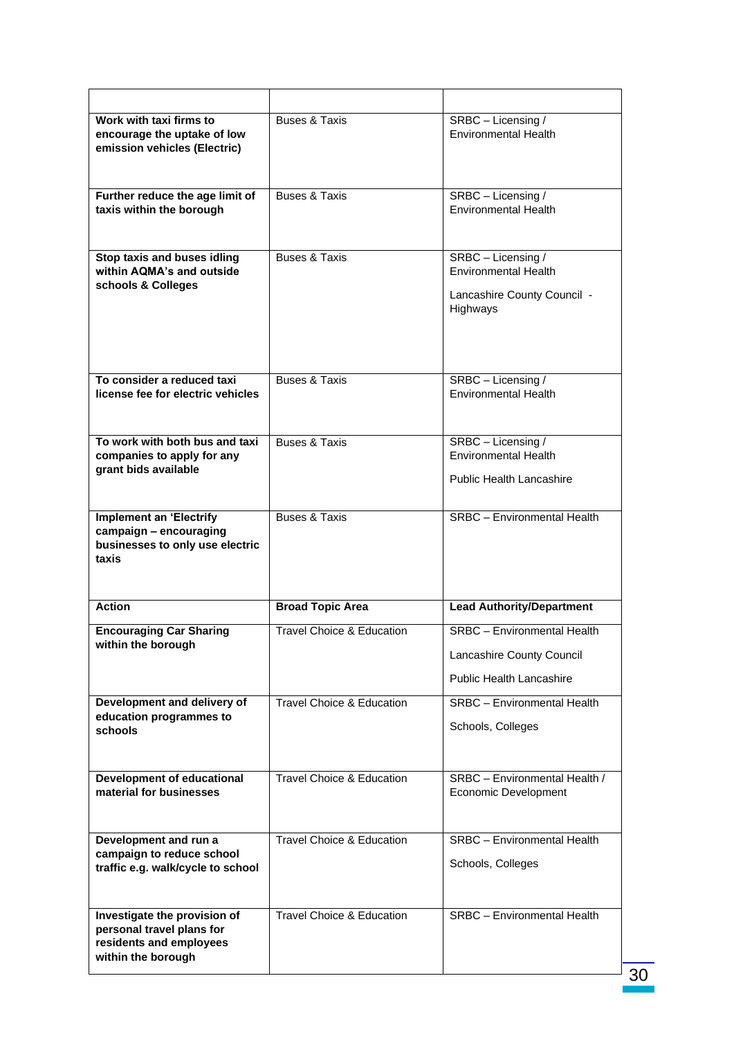| | | |
|---|---|---|
| **Work with taxi firms to encourage the uptake of low emission vehicles (Electric)** | Buses & Taxis | SRBC – Licensing / Environmental Health |
| **Further reduce the age limit of taxis within the borough** | Buses & Taxis | SRBC – Licensing / Environmental Health |
| **Stop taxis and buses idling within AQMA's and outside schools & Colleges** | Buses & Taxis | SRBC – Licensing / Environmental Health<br><br>Lancashire County Council - Highways |
| **To consider a reduced taxi license fee for electric vehicles** | Buses & Taxis | SRBC – Licensing / Environmental Health |
| **To work with both bus and taxi companies to apply for any grant bids available** | Buses & Taxis | SRBC – Licensing / Environmental Health<br><br>Public Health Lancashire |
| **Implement an 'Electrify campaign – encouraging businesses to only use electric taxis** | Buses & Taxis | SRBC – Environmental Health |
| **Action** | **Broad Topic Area** | **Lead Authority/Department** |
| **Encouraging Car Sharing within the borough** | Travel Choice & Education | SRBC – Environmental Health<br><br>Lancashire County Council<br><br>Public Health Lancashire |
| **Development and delivery of education programmes to schools** | Travel Choice & Education | SRBC – Environmental Health<br><br>Schools, Colleges |
| **Development of educational material for businesses** | Travel Choice & Education | SRBC – Environmental Health / Economic Development |
| **Development and run a campaign to reduce school traffic e.g. walk/cycle to school** | Travel Choice & Education | SRBC – Environmental Health<br><br>Schools, Colleges |
| **Investigate the provision of personal travel plans for residents and employees within the borough** | Travel Choice & Education | SRBC – Environmental Health |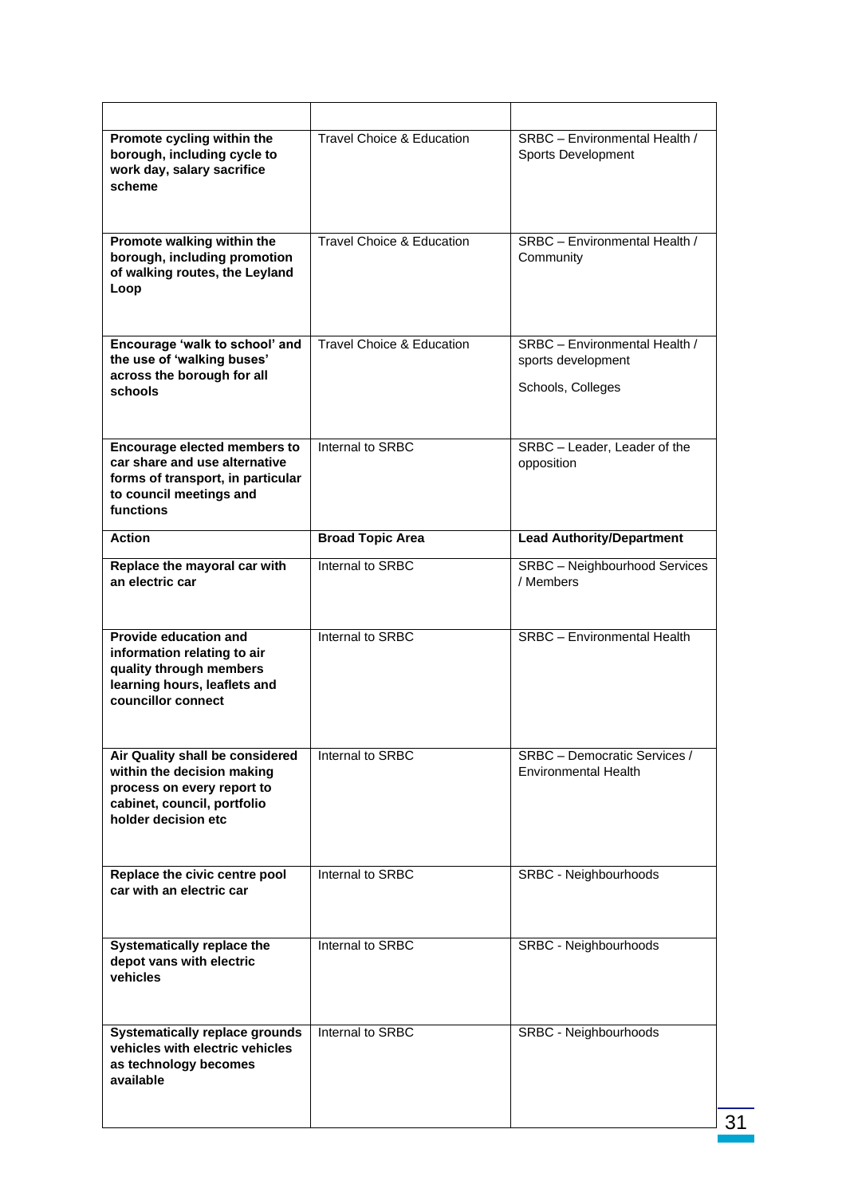| | | |
|---|---|---|
| **Promote cycling within the borough, including cycle to work day, salary sacrifice scheme** | Travel Choice & Education | SRBC – Environmental Health / Sports Development |
| **Promote walking within the borough, including promotion of walking routes, the Leyland Loop** | Travel Choice & Education | SRBC – Environmental Health / Community |
| **Encourage 'walk to school' and the use of 'walking buses' across the borough for all schools** | Travel Choice & Education | SRBC – Environmental Health / sports development<br><br>Schools, Colleges |
| **Encourage elected members to car share and use alternative forms of transport, in particular to council meetings and functions** | Internal to SRBC | SRBC – Leader, Leader of the opposition |
| **Action** | **Broad Topic Area** | **Lead Authority/Department** |
| **Replace the mayoral car with an electric car** | Internal to SRBC | SRBC – Neighbourhood Services / Members |
| **Provide education and information relating to air quality through members learning hours, leaflets and councillor connect** | Internal to SRBC | SRBC – Environmental Health |
| **Air Quality shall be considered within the decision making process on every report to cabinet, council, portfolio holder decision etc** | Internal to SRBC | SRBC – Democratic Services / Environmental Health |
| **Replace the civic centre pool car with an electric car** | Internal to SRBC | SRBC - Neighbourhoods |
| **Systematically replace the depot vans with electric vehicles** | Internal to SRBC | SRBC - Neighbourhoods |
| **Systematically replace grounds vehicles with electric vehicles as technology becomes available** | Internal to SRBC | SRBC - Neighbourhoods |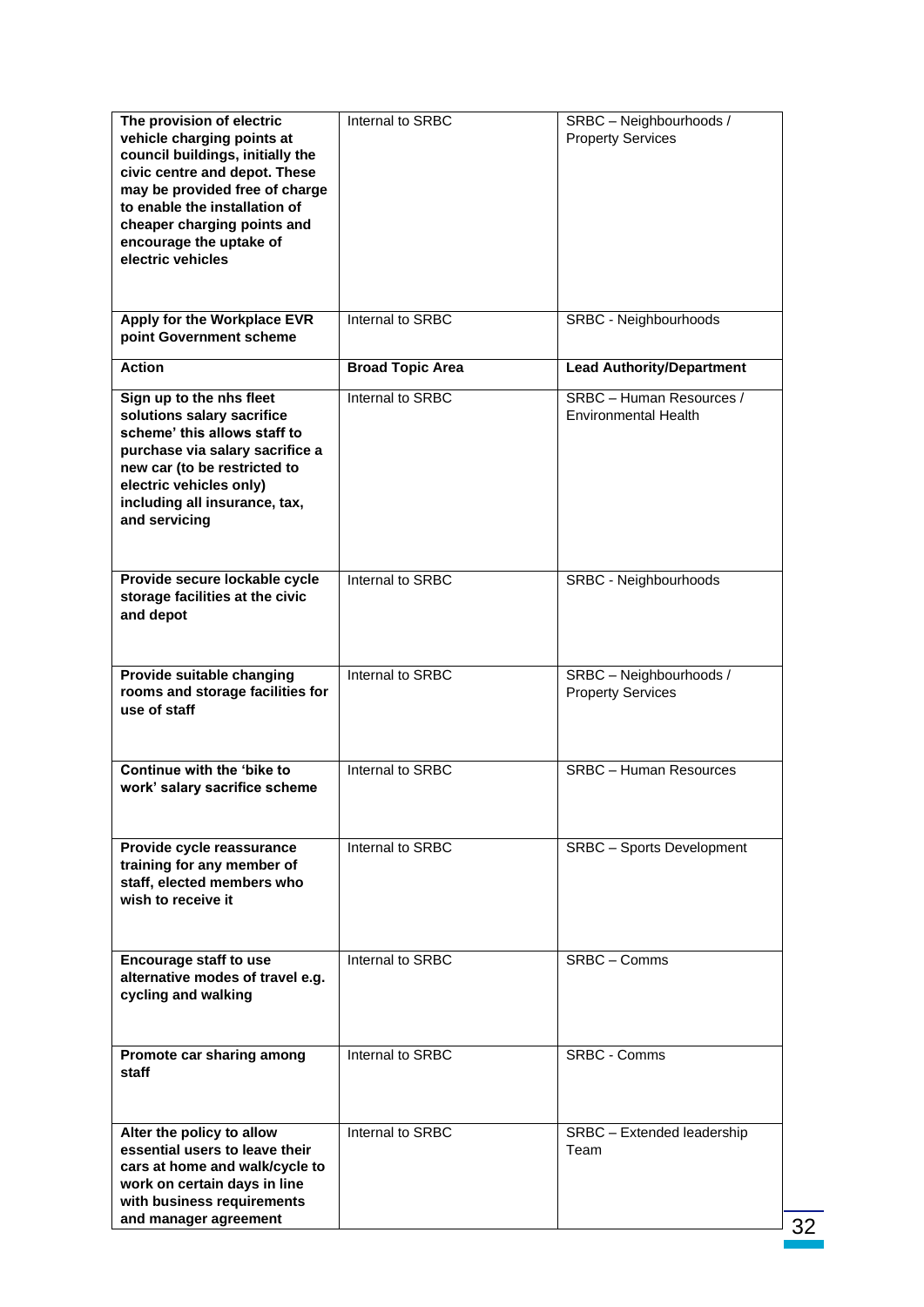| The provision of electric vehicle charging points at council buildings, initially the civic centre and depot. These may be provided free of charge to enable the installation of cheaper charging points and encourage the uptake of electric vehicles | Internal to SRBC | SRBC – Neighbourhoods / Property Services |
|---|---|---|
| **Apply for the Workplace EVR point Government scheme** | Internal to SRBC | SRBC - Neighbourhoods |
| **Action** | **Broad Topic Area** | **Lead Authority/Department** |
| **Sign up to the nhs fleet solutions salary sacrifice scheme' this allows staff to purchase via salary sacrifice a new car (to be restricted to electric vehicles only) including all insurance, tax, and servicing** | Internal to SRBC | SRBC – Human Resources / Environmental Health |
| **Provide secure lockable cycle storage facilities at the civic and depot** | Internal to SRBC | SRBC - Neighbourhoods |
| **Provide suitable changing rooms and storage facilities for use of staff** | Internal to SRBC | SRBC – Neighbourhoods / Property Services |
| **Continue with the 'bike to work' salary sacrifice scheme** | Internal to SRBC | SRBC – Human Resources |
| **Provide cycle reassurance training for any member of staff, elected members who wish to receive it** | Internal to SRBC | SRBC – Sports Development |
| **Encourage staff to use alternative modes of travel e.g. cycling and walking** | Internal to SRBC | SRBC – Comms |
| **Promote car sharing among staff** | Internal to SRBC | SRBC - Comms |
| **Alter the policy to allow essential users to leave their cars at home and walk/cycle to work on certain days in line with business requirements and manager agreement** | Internal to SRBC | SRBC – Extended leadership Team |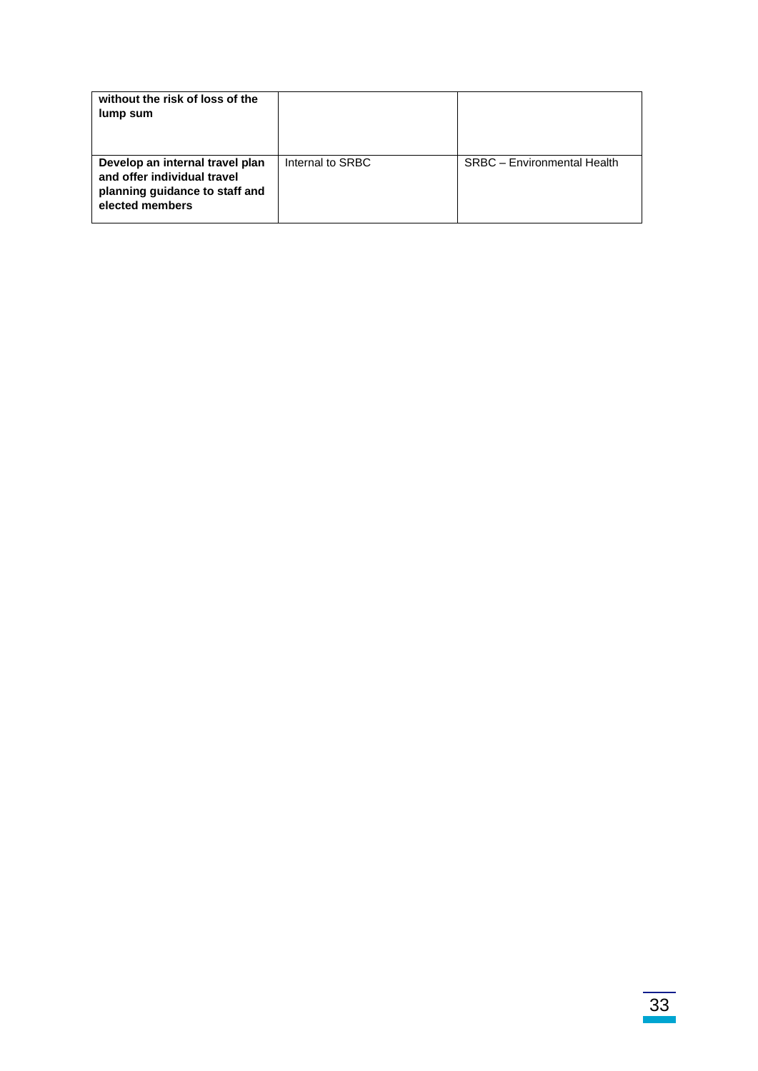| | | |
|---|---|---|
| **without the risk of loss of the lump sum** | | |
| **Develop an internal travel plan and offer individual travel planning guidance to staff and elected members** | Internal to SRBC | SRBC – Environmental Health |